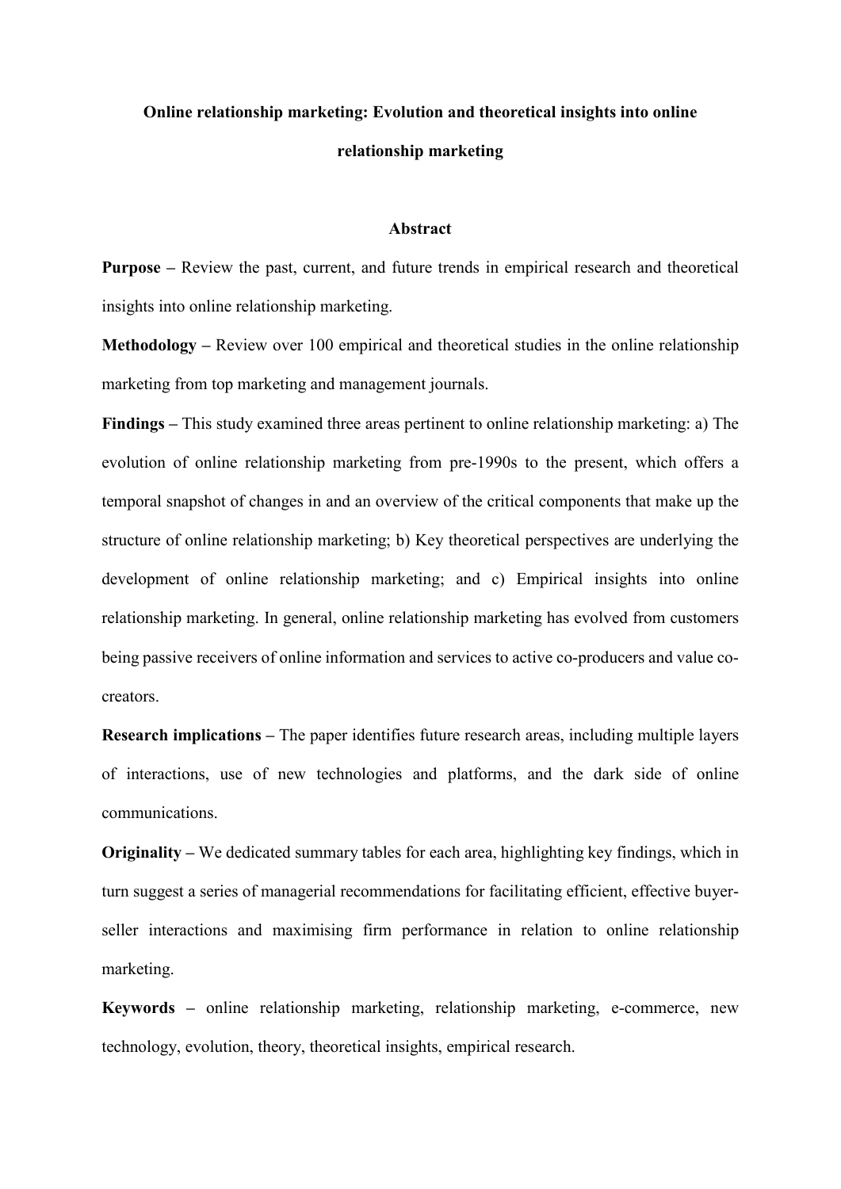# Online relationship marketing: Evolution and theoretical insights into online relationship marketing

## Abstract

**Purpose –** Review the past, current, and future trends in empirical research and theoretical insights into online relationship marketing.

**Methodology –** Review over 100 empirical and theoretical studies in the online relationship marketing from top marketing and management journals.

**Findings –** This study examined three areas pertinent to online relationship marketing: a) The evolution of online relationship marketing from pre-1990s to the present, which offers a temporal snapshot of changes in and an overview of the critical components that make up the structure of online relationship marketing; b) Key theoretical perspectives are underlying the development of online relationship marketing; and c) Empirical insights into online relationship marketing. In general, online relationship marketing has evolved from customers being passive receivers of online information and services to active co-producers and value co-creators.

**Research implications –** The paper identifies future research areas, including multiple layers of interactions, use of new technologies and platforms, and the dark side of online communications.

**Originality –** We dedicated summary tables for each area, highlighting key findings, which in turn suggest a series of managerial recommendations for facilitating efficient, effective buyer-seller interactions and maximising firm performance in relation to online relationship marketing.

**Keywords –** online relationship marketing, relationship marketing, e-commerce, new technology, evolution, theory, theoretical insights, empirical research.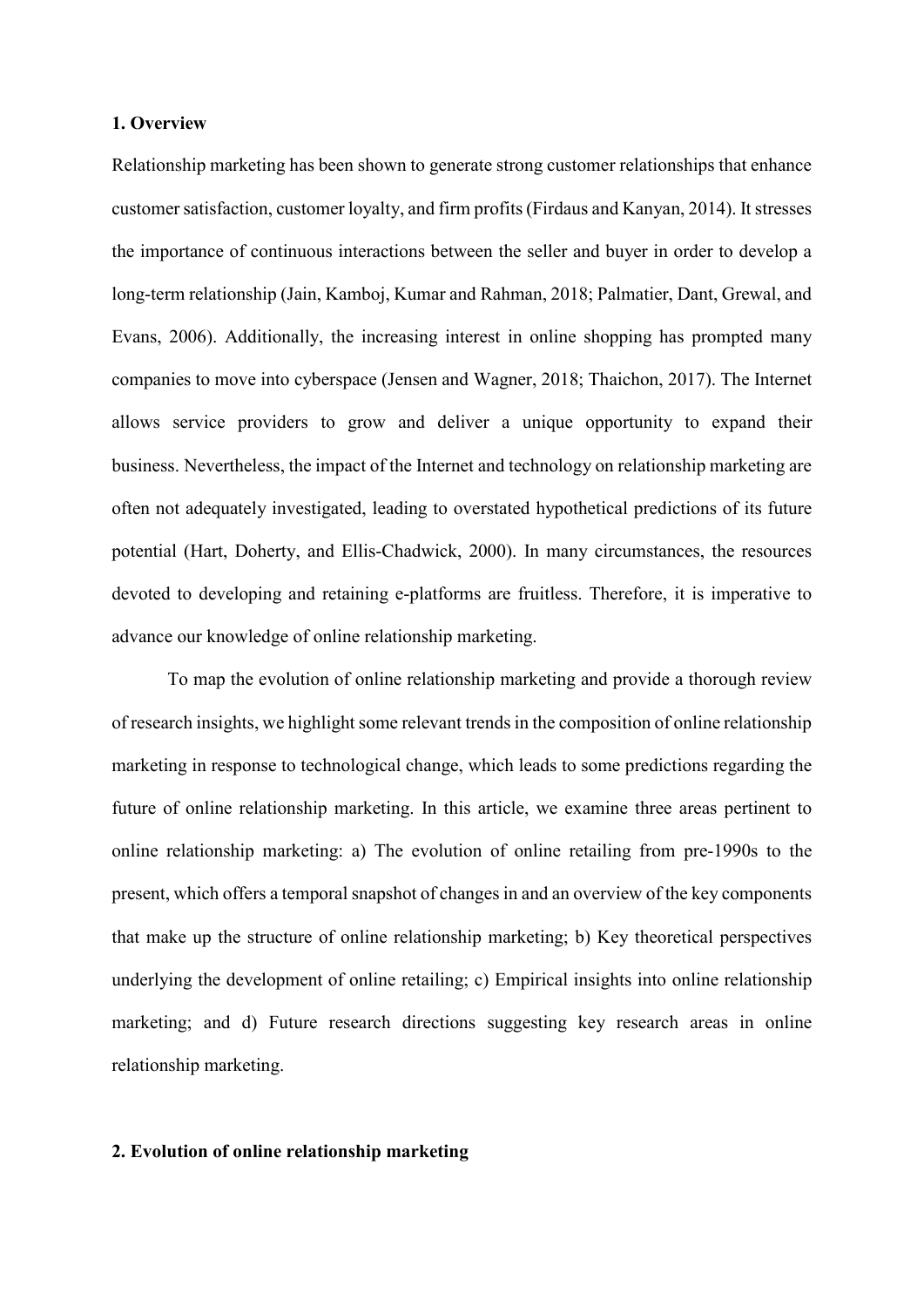## 1. Overview

Relationship marketing has been shown to generate strong customer relationships that enhance customer satisfaction, customer loyalty, and firm profits (Firdaus and Kanyan, 2014). It stresses the importance of continuous interactions between the seller and buyer in order to develop a long-term relationship (Jain, Kamboj, Kumar and Rahman, 2018; Palmatier, Dant, Grewal, and Evans, 2006). Additionally, the increasing interest in online shopping has prompted many companies to move into cyberspace (Jensen and Wagner, 2018; Thaichon, 2017). The Internet allows service providers to grow and deliver a unique opportunity to expand their business. Nevertheless, the impact of the Internet and technology on relationship marketing are often not adequately investigated, leading to overstated hypothetical predictions of its future potential (Hart, Doherty, and Ellis-Chadwick, 2000). In many circumstances, the resources devoted to developing and retaining e-platforms are fruitless. Therefore, it is imperative to advance our knowledge of online relationship marketing.

To map the evolution of online relationship marketing and provide a thorough review of research insights, we highlight some relevant trends in the composition of online relationship marketing in response to technological change, which leads to some predictions regarding the future of online relationship marketing. In this article, we examine three areas pertinent to online relationship marketing: a) The evolution of online retailing from pre-1990s to the present, which offers a temporal snapshot of changes in and an overview of the key components that make up the structure of online relationship marketing; b) Key theoretical perspectives underlying the development of online retailing; c) Empirical insights into online relationship marketing; and d) Future research directions suggesting key research areas in online relationship marketing.

## 2. Evolution of online relationship marketing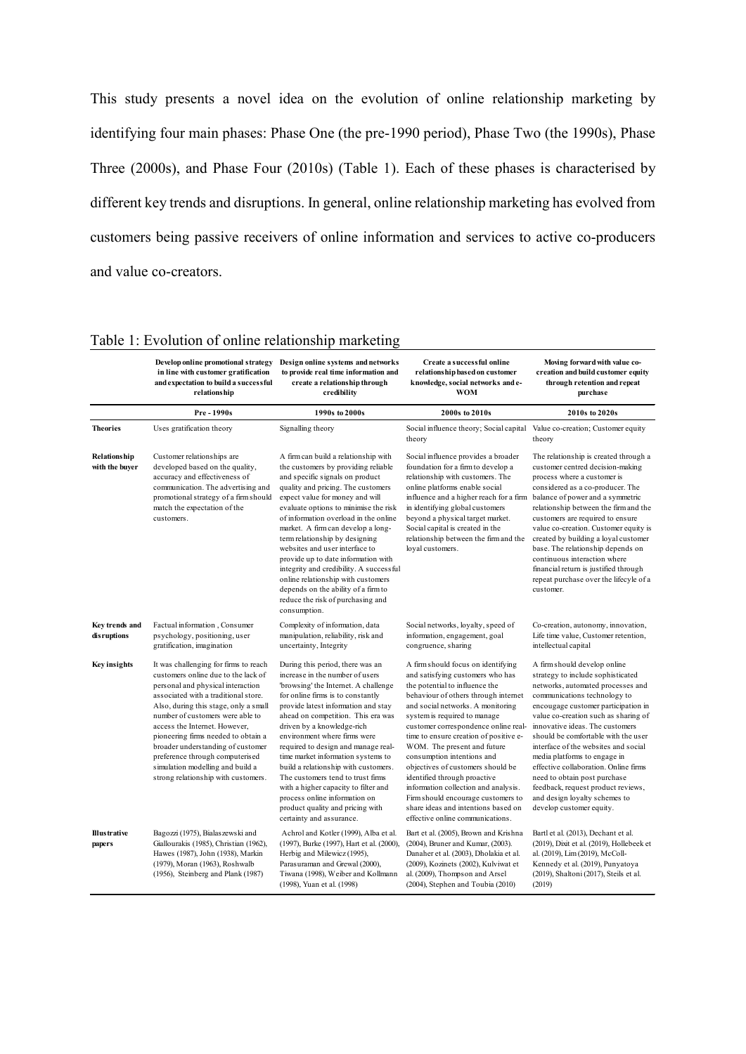This study presents a novel idea on the evolution of online relationship marketing by identifying four main phases: Phase One (the pre-1990 period), Phase Two (the 1990s), Phase Three (2000s), and Phase Four (2010s) (Table 1). Each of these phases is characterised by different key trends and disruptions. In general, online relationship marketing has evolved from customers being passive receivers of online information and services to active co-producers and value co-creators.

Table 1: Evolution of online relationship marketing

| | **Develop online promotional strategy in line with customer gratification and expectation to build a successful relationship** | **Design online systems and networks to provide real time information and create a relationship through credibility** | **Create a successful online relationship based on customer knowledge, social networks and e-WOM** | **Moving forward with value co-creation and build customer equity through retention and repeat purchase** |
|---|---|---|---|---|
| | **Pre - 1990s** | **1990s to 2000s** | **2000s to 2010s** | **2010s to 2020s** |
| **Theories** | Uses gratification theory | Signalling theory | Social influence theory; Social capital theory | Value co-creation; Customer equity theory |
| **Relationship with the buyer** | Customer relationships are developed based on the quality, accuracy and effectiveness of communication. The advertising and promotional strategy of a firm should match the expectation of the customers. | A firm can build a relationship with the customers by providing reliable and specific signals on product quality and pricing. The customers expect value for money and will evaluate options to minimise the risk of information overload in the online market. A firm can develop a long-term relationship by designing websites and user interface to provide up to date information with integrity and credibility. A successful online relationship with customers depends on the ability of a firm to reduce the risk of purchasing and consumption. | Social influence provides a broader foundation for a firm to develop a relationship with customers. The online platforms enable social influence and a higher reach for a firm in identifying global customers beyond a physical target market. Social capital is created in the relationship between the firm and the loyal customers. | The relationship is created through a customer centred decision-making process where a customer is considered as a co-producer. The balance of power and a symmetric relationship between the firm and the customers are required to ensure value co-creation. Customer equity is created by building a loyal customer base. The relationship depends on continuous interaction where financial return is justified through repeat purchase over the lifecycle of a customer. |
| **Key trends and disruptions** | Factual information , Consumer psychology, positioning, user gratification, imagination | Complexity of information, data manipulation, reliability, risk and uncertainty, Integrity | Social networks, loyalty, speed of information, engagement, goal congruence, sharing | Co-creation, autonomy, innovation, Life time value, Customer retention, intellectual capital |
| **Key insights** | It was challenging for firms to reach customers online due to the lack of personal and physical interaction associated with a traditional store. Also, during this stage, only a small number of customers were able to access the Internet. However, pioneering firms needed to obtain a broader understanding of customer preference through computerised simulation modelling and build a strong relationship with customers. | During this period, there was an increase in the number of users 'browsing' the Internet. A challenge for online firms is to constantly provide latest information and stay ahead on competition. This era was driven by a knowledge-rich environment where firms were required to design and manage real-time market information systems to build a relationship with customers. The customers tend to trust firms with a higher capacity to filter and process online information on product quality and pricing with certainty and assurance. | A firm should focus on identifying and satisfying customers who has the potential to influence the behaviour of others through internet and social networks. A monitoring system is required to manage customer correspondence online real-time to ensure creation of positive e-WOM. The present and future consumption intentions and objectives of customers should be identified through proactive information collection and analysis. Firm should encourage customers to share ideas and intentions based on effective online communications. | A firm should develop online strategy to include sophisticated networks, automated processes and communications technology to encougage customer participation in value co-creation such as sharing of innovative ideas. The customers should be comfortable with the user interface of the websites and social media platforms to engage in effective collaboration. Online firms need to obtain post purchase feedback, request product reviews, and design loyalty schemes to develop customer equity. |
| **Illustrative papers** | Bagozzi (1975), Bialaszewski and Giallourakis (1985), Christian (1962), Hawes (1987), John (1938), Markin (1979), Moran (1963), Roshwalb (1956), Steinberg and Plank (1987) | Achrol and Kotler (1999), Alba et al. (1997), Burke (1997), Hart et al. (2000), Herbig and Milewicz (1995), Parasuraman and Grewal (2000), Tiwana (1998), Weiber and Kollmann (1998), Yuan et al. (1998) | Bart et al. (2005), Brown and Krishna (2004), Bruner and Kumar, (2003). Danaher et al. (2003), Dholakia et al. (2009), Kozinets (2002), Kulviwat et al. (2009), Thompson and Arsel (2004), Stephen and Toubia (2010) | Bartl et al. (2013), Dechant et al. (2019), Dixit et al. (2019), Hollebeek et al. (2019), Lim (2019), McColl-Kennedy et al. (2019), Punyatoya (2019), Shaltoni (2017), Steils et al. (2019) |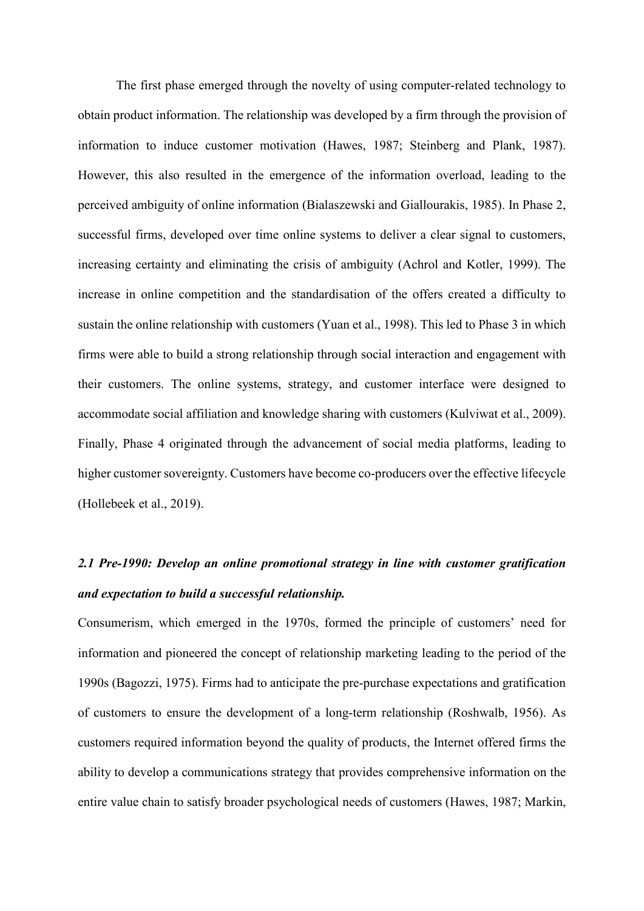The first phase emerged through the novelty of using computer-related technology to obtain product information. The relationship was developed by a firm through the provision of information to induce customer motivation (Hawes, 1987; Steinberg and Plank, 1987). However, this also resulted in the emergence of the information overload, leading to the perceived ambiguity of online information (Bialaszewski and Giallourakis, 1985). In Phase 2, successful firms, developed over time online systems to deliver a clear signal to customers, increasing certainty and eliminating the crisis of ambiguity (Achrol and Kotler, 1999). The increase in online competition and the standardisation of the offers created a difficulty to sustain the online relationship with customers (Yuan et al., 1998). This led to Phase 3 in which firms were able to build a strong relationship through social interaction and engagement with their customers. The online systems, strategy, and customer interface were designed to accommodate social affiliation and knowledge sharing with customers (Kulviwat et al., 2009). Finally, Phase 4 originated through the advancement of social media platforms, leading to higher customer sovereignty. Customers have become co-producers over the effective lifecycle (Hollebeek et al., 2019).

## *2.1 Pre-1990: Develop an online promotional strategy in line with customer gratification and expectation to build a successful relationship.*

Consumerism, which emerged in the 1970s, formed the principle of customers' need for information and pioneered the concept of relationship marketing leading to the period of the 1990s (Bagozzi, 1975). Firms had to anticipate the pre-purchase expectations and gratification of customers to ensure the development of a long-term relationship (Roshwalb, 1956). As customers required information beyond the quality of products, the Internet offered firms the ability to develop a communications strategy that provides comprehensive information on the entire value chain to satisfy broader psychological needs of customers (Hawes, 1987; Markin,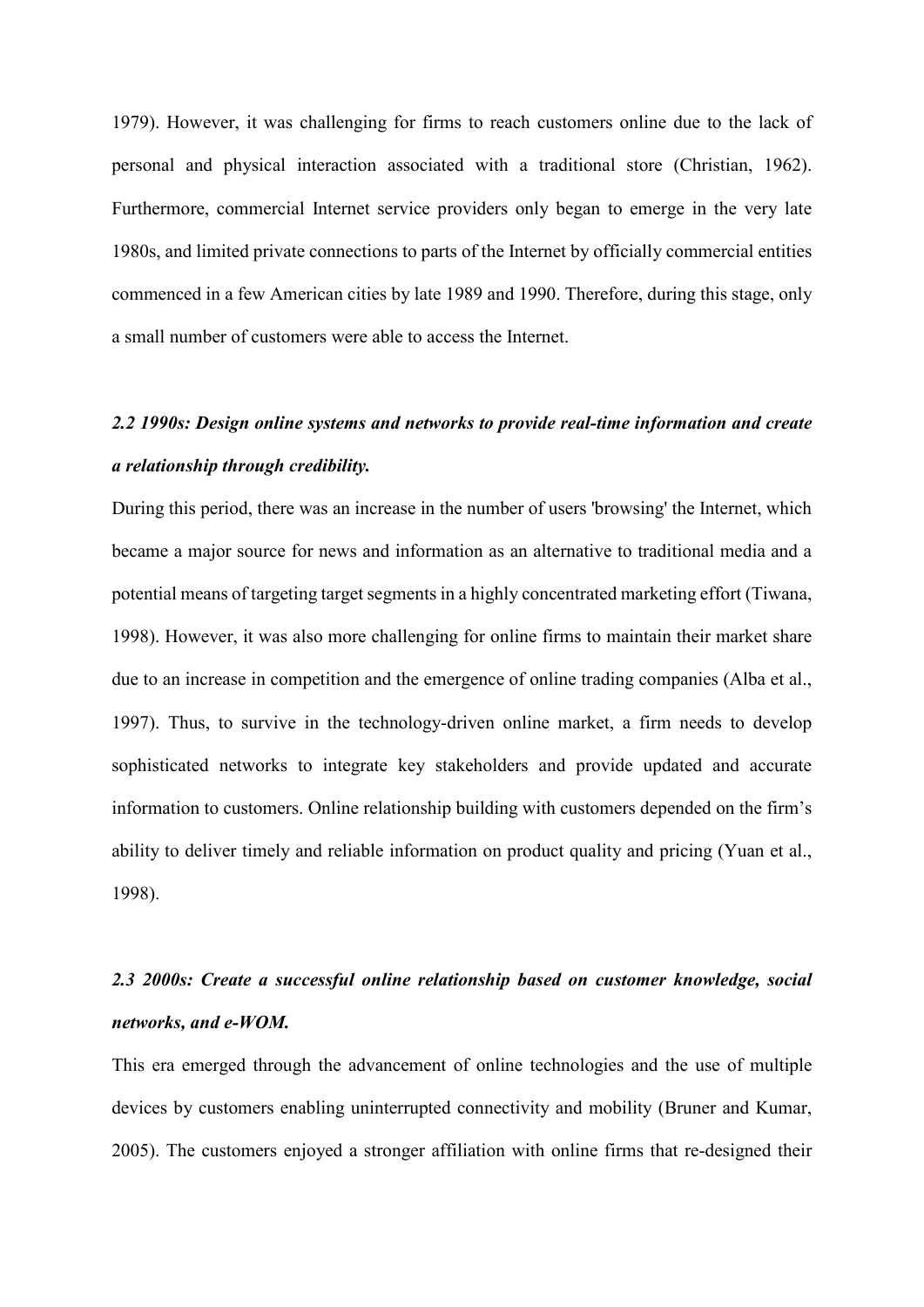1979). However, it was challenging for firms to reach customers online due to the lack of personal and physical interaction associated with a traditional store (Christian, 1962). Furthermore, commercial Internet service providers only began to emerge in the very late 1980s, and limited private connections to parts of the Internet by officially commercial entities commenced in a few American cities by late 1989 and 1990. Therefore, during this stage, only a small number of customers were able to access the Internet.

### *2.2 1990s: Design online systems and networks to provide real-time information and create a relationship through credibility.*

During this period, there was an increase in the number of users 'browsing' the Internet, which became a major source for news and information as an alternative to traditional media and a potential means of targeting target segments in a highly concentrated marketing effort (Tiwana, 1998). However, it was also more challenging for online firms to maintain their market share due to an increase in competition and the emergence of online trading companies (Alba et al., 1997). Thus, to survive in the technology-driven online market, a firm needs to develop sophisticated networks to integrate key stakeholders and provide updated and accurate information to customers. Online relationship building with customers depended on the firm's ability to deliver timely and reliable information on product quality and pricing (Yuan et al., 1998).

### *2.3 2000s: Create a successful online relationship based on customer knowledge, social networks, and e-WOM.*

This era emerged through the advancement of online technologies and the use of multiple devices by customers enabling uninterrupted connectivity and mobility (Bruner and Kumar, 2005). The customers enjoyed a stronger affiliation with online firms that re-designed their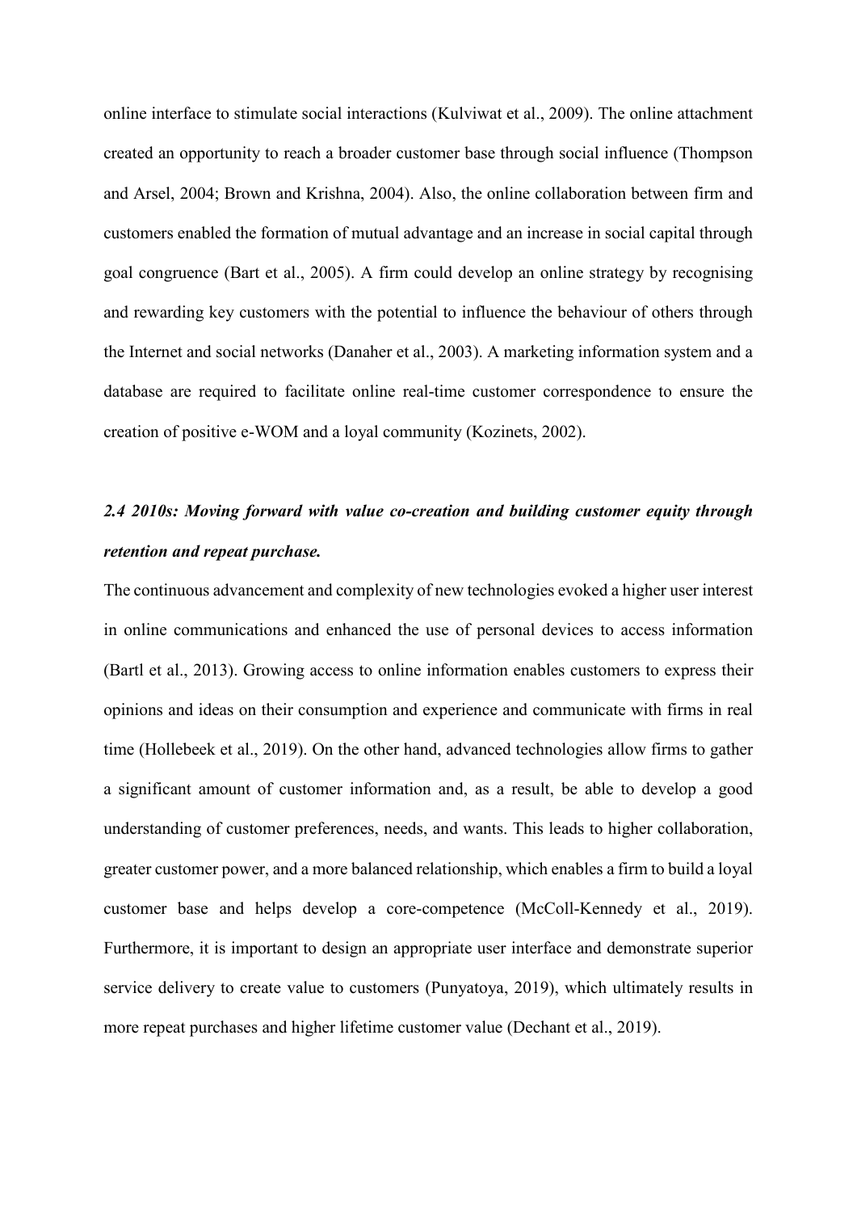online interface to stimulate social interactions (Kulviwat et al., 2009). The online attachment created an opportunity to reach a broader customer base through social influence (Thompson and Arsel, 2004; Brown and Krishna, 2004). Also, the online collaboration between firm and customers enabled the formation of mutual advantage and an increase in social capital through goal congruence (Bart et al., 2005). A firm could develop an online strategy by recognising and rewarding key customers with the potential to influence the behaviour of others through the Internet and social networks (Danaher et al., 2003). A marketing information system and a database are required to facilitate online real-time customer correspondence to ensure the creation of positive e-WOM and a loyal community (Kozinets, 2002).

### *2.4 2010s: Moving forward with value co-creation and building customer equity through retention and repeat purchase.*

The continuous advancement and complexity of new technologies evoked a higher user interest in online communications and enhanced the use of personal devices to access information (Bartl et al., 2013). Growing access to online information enables customers to express their opinions and ideas on their consumption and experience and communicate with firms in real time (Hollebeek et al., 2019). On the other hand, advanced technologies allow firms to gather a significant amount of customer information and, as a result, be able to develop a good understanding of customer preferences, needs, and wants. This leads to higher collaboration, greater customer power, and a more balanced relationship, which enables a firm to build a loyal customer base and helps develop a core-competence (McColl-Kennedy et al., 2019). Furthermore, it is important to design an appropriate user interface and demonstrate superior service delivery to create value to customers (Punyatoya, 2019), which ultimately results in more repeat purchases and higher lifetime customer value (Dechant et al., 2019).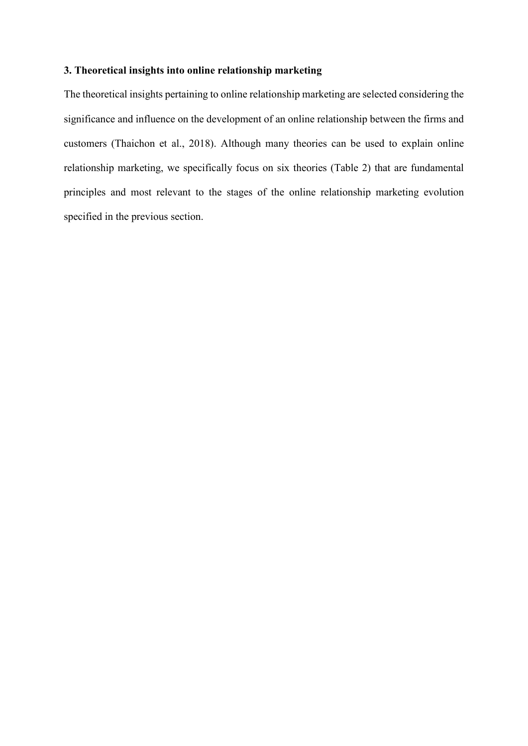## 3. Theoretical insights into online relationship marketing

The theoretical insights pertaining to online relationship marketing are selected considering the significance and influence on the development of an online relationship between the firms and customers (Thaichon et al., 2018). Although many theories can be used to explain online relationship marketing, we specifically focus on six theories (Table 2) that are fundamental principles and most relevant to the stages of the online relationship marketing evolution specified in the previous section.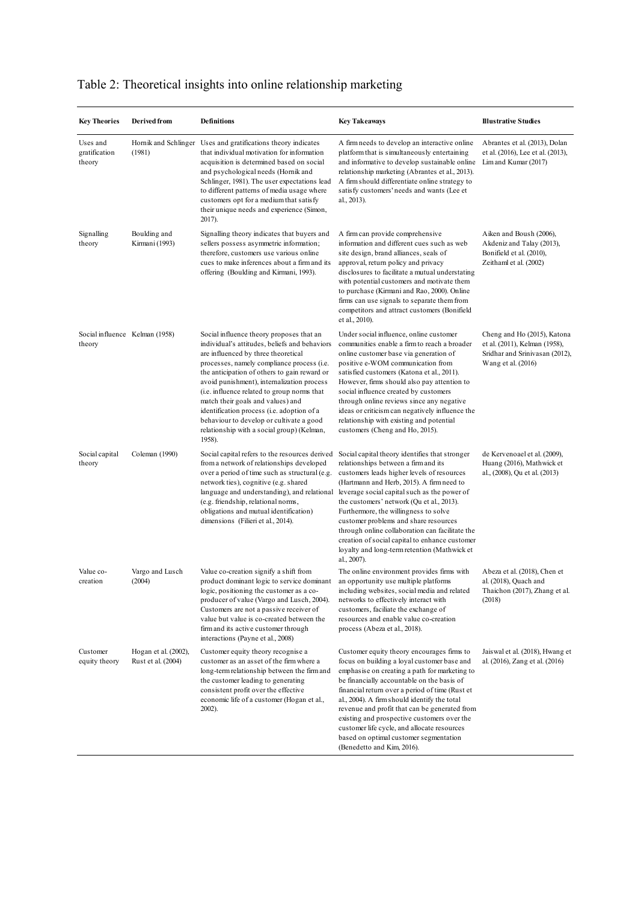Table 2: Theoretical insights into online relationship marketing

| Key Theories | Derived from | Definitions | Key Takeaways | Illustrative Studies |
|---|---|---|---|---|
| Uses and gratification theory | Hornik and Schlinger (1981) | Uses and gratifications theory indicates that individual motivation for information acquisition is determined based on social and psychological needs (Hornik and Schlinger, 1981). The user expectations lead to different patterns of media usage where customers opt for a medium that satisfy their unique needs and experience (Simon, 2017). | A firm needs to develop an interactive online platform that is simultaneously entertaining and informative to develop sustainable online relationship marketing (Abrantes et al., 2013). A firm should differentiate online strategy to satisfy customers' needs and wants (Lee et al., 2013). | Abrantes et al. (2013), Dolan et al. (2016), Lee et al. (2013), Lim and Kumar (2017) |
| Signalling theory | Boulding and Kirmani (1993) | Signalling theory indicates that buyers and sellers possess asymmetric information; therefore, customers use various online cues to make inferences about a firm and its offering (Boulding and Kirmani, 1993). | A firm can provide comprehensive information and different cues such as web site design, brand alliances, seals of approval, return policy and privacy disclosures to facilitate a mutual understating with potential customers and motivate them to purchase (Kirmani and Rao, 2000). Online firms can use signals to separate them from competitors and attract customers (Bonifield et al., 2010). | Aiken and Boush (2006), Akdeniz and Talay (2013), Bonifield et al. (2010), Zeithaml et al. (2002) |
| Social influence theory | Kelman (1958) | Social influence theory proposes that an individual's attitudes, beliefs and behaviors are influenced by three theoretical processes, namely compliance process (i.e. the anticipation of others to gain reward or avoid punishment), internalization process (i.e. influence related to group norms that match their goals and values) and identification process (i.e. adoption of a behaviour to develop or cultivate a good relationship with a social group) (Kelman, 1958). | Under social influence, online customer communities enable a firm to reach a broader online customer base via generation of positive e-WOM communication from satisfied customers (Katona et al., 2011). However, firms should also pay attention to social influence created by customers through online reviews since any negative ideas or criticism can negatively influence the relationship with existing and potential customers (Cheng and Ho, 2015). | Cheng and Ho (2015), Katona et al. (2011), Kelman (1958), Sridhar and Srinivasan (2012), Wang et al. (2016) |
| Social capital theory | Coleman (1990) | Social capital refers to the resources derived from a network of relationships developed over a period of time such as structural (e.g. network ties), cognitive (e.g. shared language and understanding), and relational (e.g. friendship, relational norms, obligations and mutual identification) dimensions (Filieri et al., 2014). | Social capital theory identifies that stronger relationships between a firm and its customers leads higher levels of resources (Hartmann and Herb, 2015). A firm need to leverage social capital such as the power of the customers' network (Qu et al., 2013). Furthermore, the willingness to solve customer problems and share resources through online collaboration can facilitate the creation of social capital to enhance customer loyalty and long-term retention (Mathwick et al., 2007). | de Kervenoael et al. (2009), Huang (2016), Mathwick et al., (2008), Qu et al. (2013) |
| Value co-creation | Vargo and Lusch (2004) | Value co-creation signify a shift from product dominant logic to service dominant logic, positioning the customer as a co-producer of value (Vargo and Lusch, 2004). Customers are not a passive receiver of value but value is co-created between the firm and its active customer through interactions (Payne et al., 2008) | The online environment provides firms with an opportunity use multiple platforms including websites, social media and related networks to effectively interact with customers, faciliate the exchange of resources and enable value co-creation process (Abeza et al., 2018). | Abeza et al. (2018), Chen et al. (2018), Quach and Thaichon (2017), Zhang et al. (2018) |
| Customer equity theory | Hogan et al. (2002), Rust et al. (2004) | Customer equity theory recognise a customer as an asset of the firm where a long-term relationship between the firm and the customer leading to generating consistent profit over the effective economic life of a customer (Hogan et al., 2002). | Customer equity theory encourages firms to focus on building a loyal customer base and emphasise on creating a path for marketing to be financially accountable on the basis of financial return over a period of time (Rust et al., 2004). A firm should identify the total revenue and profit that can be generated from existing and prospective customers over the customer life cycle, and allocate resources based on optimal customer segmentation (Benedetto and Kim, 2016). | Jaiswal et al. (2018), Hwang et al. (2016), Zang et al. (2016) |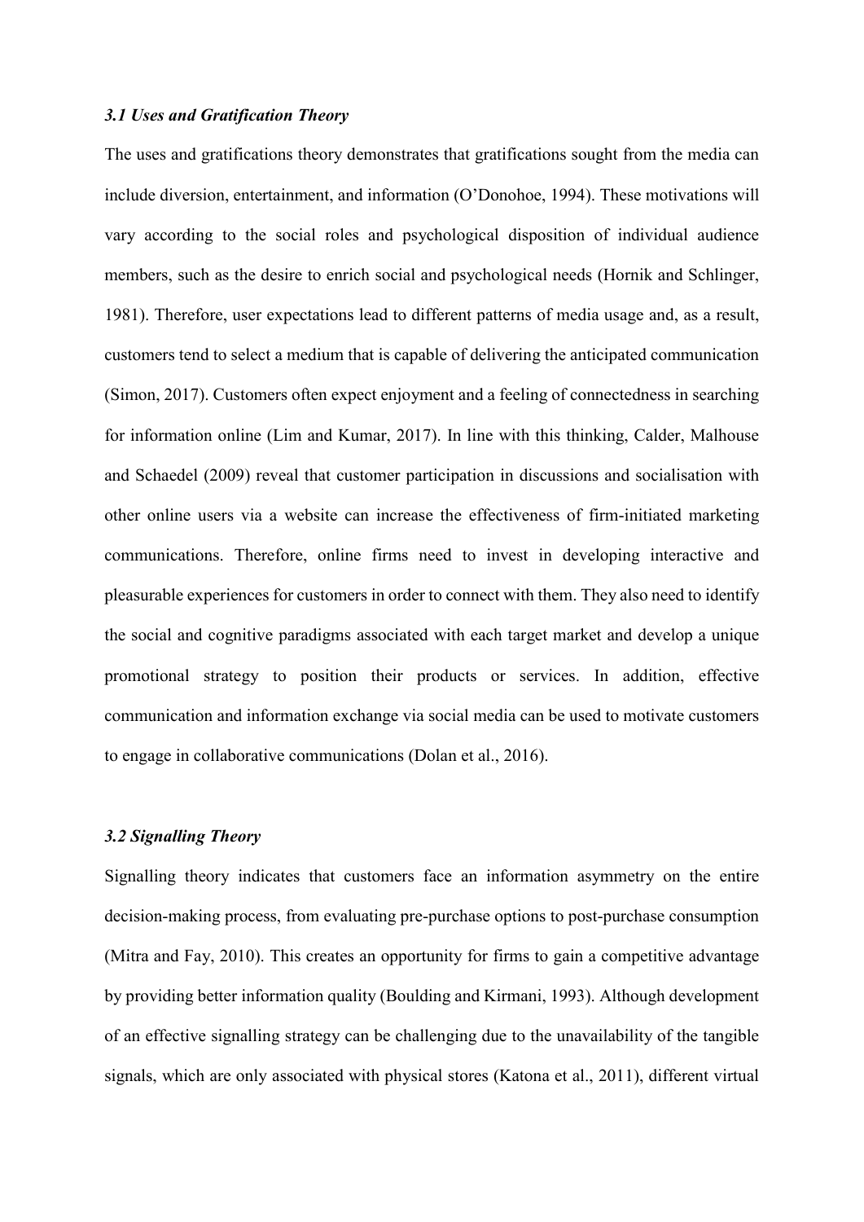### *3.1 Uses and Gratification Theory*

The uses and gratifications theory demonstrates that gratifications sought from the media can include diversion, entertainment, and information (O'Donohoe, 1994). These motivations will vary according to the social roles and psychological disposition of individual audience members, such as the desire to enrich social and psychological needs (Hornik and Schlinger, 1981). Therefore, user expectations lead to different patterns of media usage and, as a result, customers tend to select a medium that is capable of delivering the anticipated communication (Simon, 2017). Customers often expect enjoyment and a feeling of connectedness in searching for information online (Lim and Kumar, 2017). In line with this thinking, Calder, Malhouse and Schaedel (2009) reveal that customer participation in discussions and socialisation with other online users via a website can increase the effectiveness of firm-initiated marketing communications. Therefore, online firms need to invest in developing interactive and pleasurable experiences for customers in order to connect with them. They also need to identify the social and cognitive paradigms associated with each target market and develop a unique promotional strategy to position their products or services. In addition, effective communication and information exchange via social media can be used to motivate customers to engage in collaborative communications (Dolan et al., 2016).

### *3.2 Signalling Theory*

Signalling theory indicates that customers face an information asymmetry on the entire decision-making process, from evaluating pre-purchase options to post-purchase consumption (Mitra and Fay, 2010). This creates an opportunity for firms to gain a competitive advantage by providing better information quality (Boulding and Kirmani, 1993). Although development of an effective signalling strategy can be challenging due to the unavailability of the tangible signals, which are only associated with physical stores (Katona et al., 2011), different virtual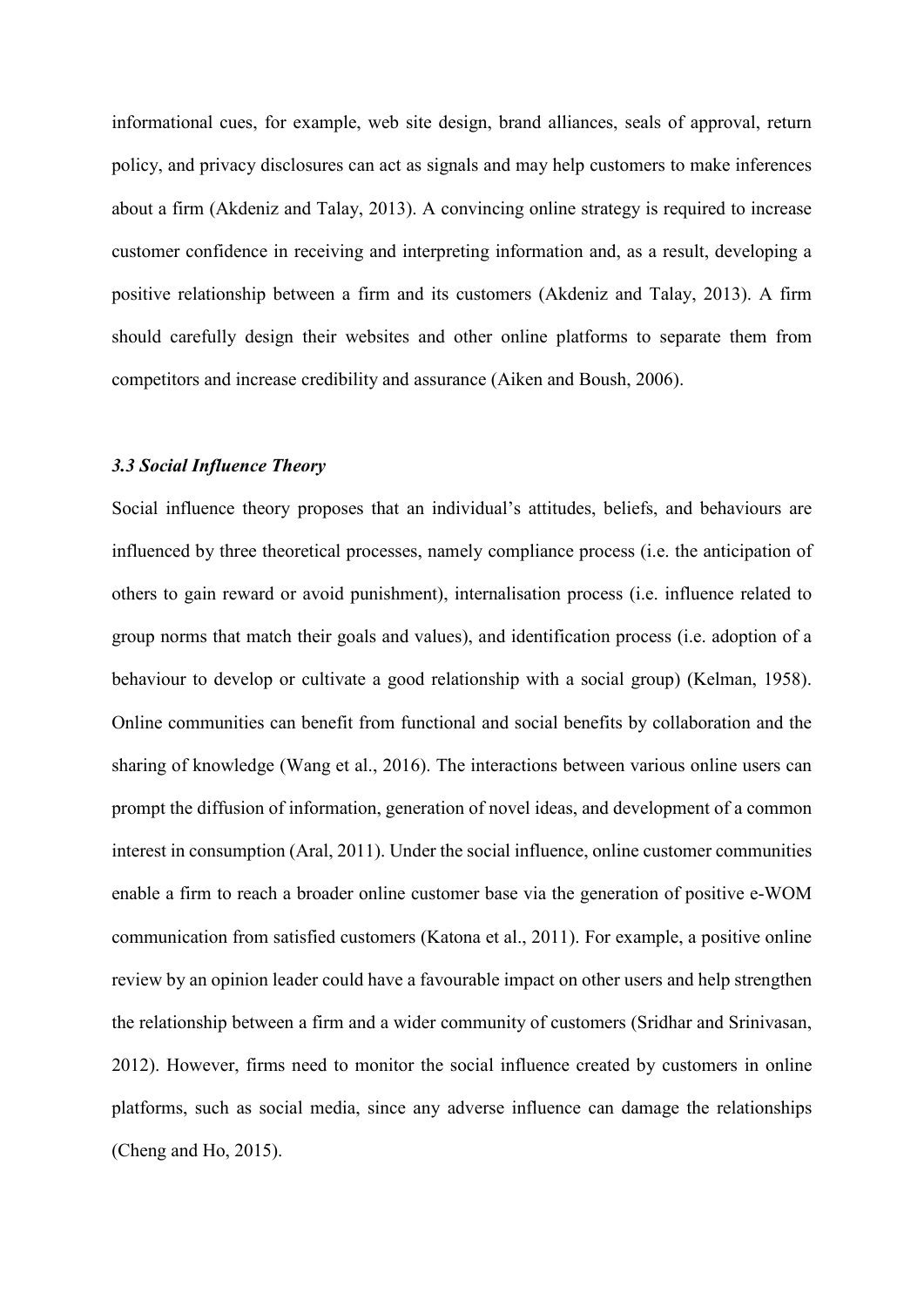informational cues, for example, web site design, brand alliances, seals of approval, return policy, and privacy disclosures can act as signals and may help customers to make inferences about a firm (Akdeniz and Talay, 2013). A convincing online strategy is required to increase customer confidence in receiving and interpreting information and, as a result, developing a positive relationship between a firm and its customers (Akdeniz and Talay, 2013). A firm should carefully design their websites and other online platforms to separate them from competitors and increase credibility and assurance (Aiken and Boush, 2006).

### *3.3 Social Influence Theory*

Social influence theory proposes that an individual's attitudes, beliefs, and behaviours are influenced by three theoretical processes, namely compliance process (i.e. the anticipation of others to gain reward or avoid punishment), internalisation process (i.e. influence related to group norms that match their goals and values), and identification process (i.e. adoption of a behaviour to develop or cultivate a good relationship with a social group) (Kelman, 1958). Online communities can benefit from functional and social benefits by collaboration and the sharing of knowledge (Wang et al., 2016). The interactions between various online users can prompt the diffusion of information, generation of novel ideas, and development of a common interest in consumption (Aral, 2011). Under the social influence, online customer communities enable a firm to reach a broader online customer base via the generation of positive e-WOM communication from satisfied customers (Katona et al., 2011). For example, a positive online review by an opinion leader could have a favourable impact on other users and help strengthen the relationship between a firm and a wider community of customers (Sridhar and Srinivasan, 2012). However, firms need to monitor the social influence created by customers in online platforms, such as social media, since any adverse influence can damage the relationships (Cheng and Ho, 2015).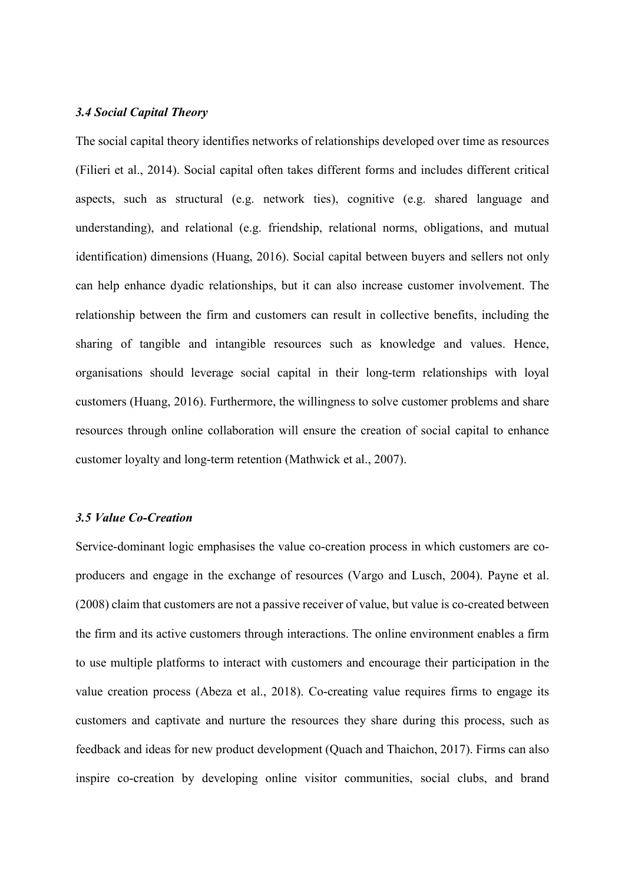### *3.4 Social Capital Theory*

The social capital theory identifies networks of relationships developed over time as resources (Filieri et al., 2014). Social capital often takes different forms and includes different critical aspects, such as structural (e.g. network ties), cognitive (e.g. shared language and understanding), and relational (e.g. friendship, relational norms, obligations, and mutual identification) dimensions (Huang, 2016). Social capital between buyers and sellers not only can help enhance dyadic relationships, but it can also increase customer involvement. The relationship between the firm and customers can result in collective benefits, including the sharing of tangible and intangible resources such as knowledge and values. Hence, organisations should leverage social capital in their long-term relationships with loyal customers (Huang, 2016). Furthermore, the willingness to solve customer problems and share resources through online collaboration will ensure the creation of social capital to enhance customer loyalty and long-term retention (Mathwick et al., 2007).

### *3.5 Value Co-Creation*

Service-dominant logic emphasises the value co-creation process in which customers are co-producers and engage in the exchange of resources (Vargo and Lusch, 2004). Payne et al. (2008) claim that customers are not a passive receiver of value, but value is co-created between the firm and its active customers through interactions. The online environment enables a firm to use multiple platforms to interact with customers and encourage their participation in the value creation process (Abeza et al., 2018). Co-creating value requires firms to engage its customers and captivate and nurture the resources they share during this process, such as feedback and ideas for new product development (Quach and Thaichon, 2017). Firms can also inspire co-creation by developing online visitor communities, social clubs, and brand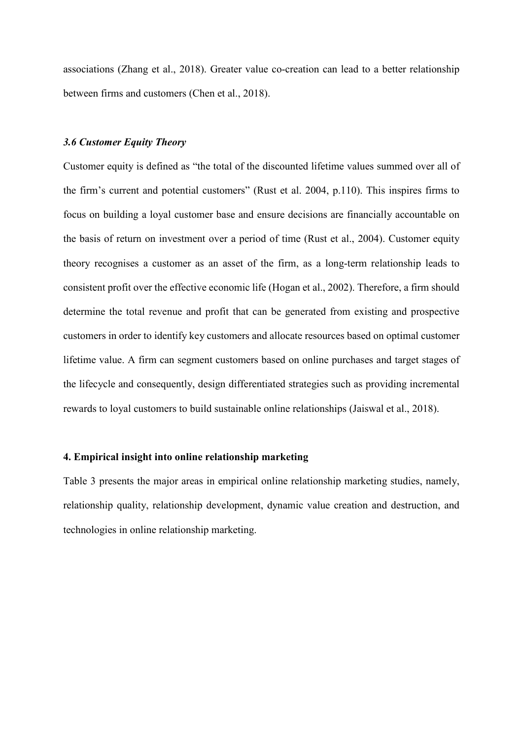associations (Zhang et al., 2018). Greater value co-creation can lead to a better relationship between firms and customers (Chen et al., 2018).

### *3.6 Customer Equity Theory*

Customer equity is defined as "the total of the discounted lifetime values summed over all of the firm's current and potential customers" (Rust et al. 2004, p.110). This inspires firms to focus on building a loyal customer base and ensure decisions are financially accountable on the basis of return on investment over a period of time (Rust et al., 2004). Customer equity theory recognises a customer as an asset of the firm, as a long-term relationship leads to consistent profit over the effective economic life (Hogan et al., 2002). Therefore, a firm should determine the total revenue and profit that can be generated from existing and prospective customers in order to identify key customers and allocate resources based on optimal customer lifetime value. A firm can segment customers based on online purchases and target stages of the lifecycle and consequently, design differentiated strategies such as providing incremental rewards to loyal customers to build sustainable online relationships (Jaiswal et al., 2018).

## 4. Empirical insight into online relationship marketing

Table 3 presents the major areas in empirical online relationship marketing studies, namely, relationship quality, relationship development, dynamic value creation and destruction, and technologies in online relationship marketing.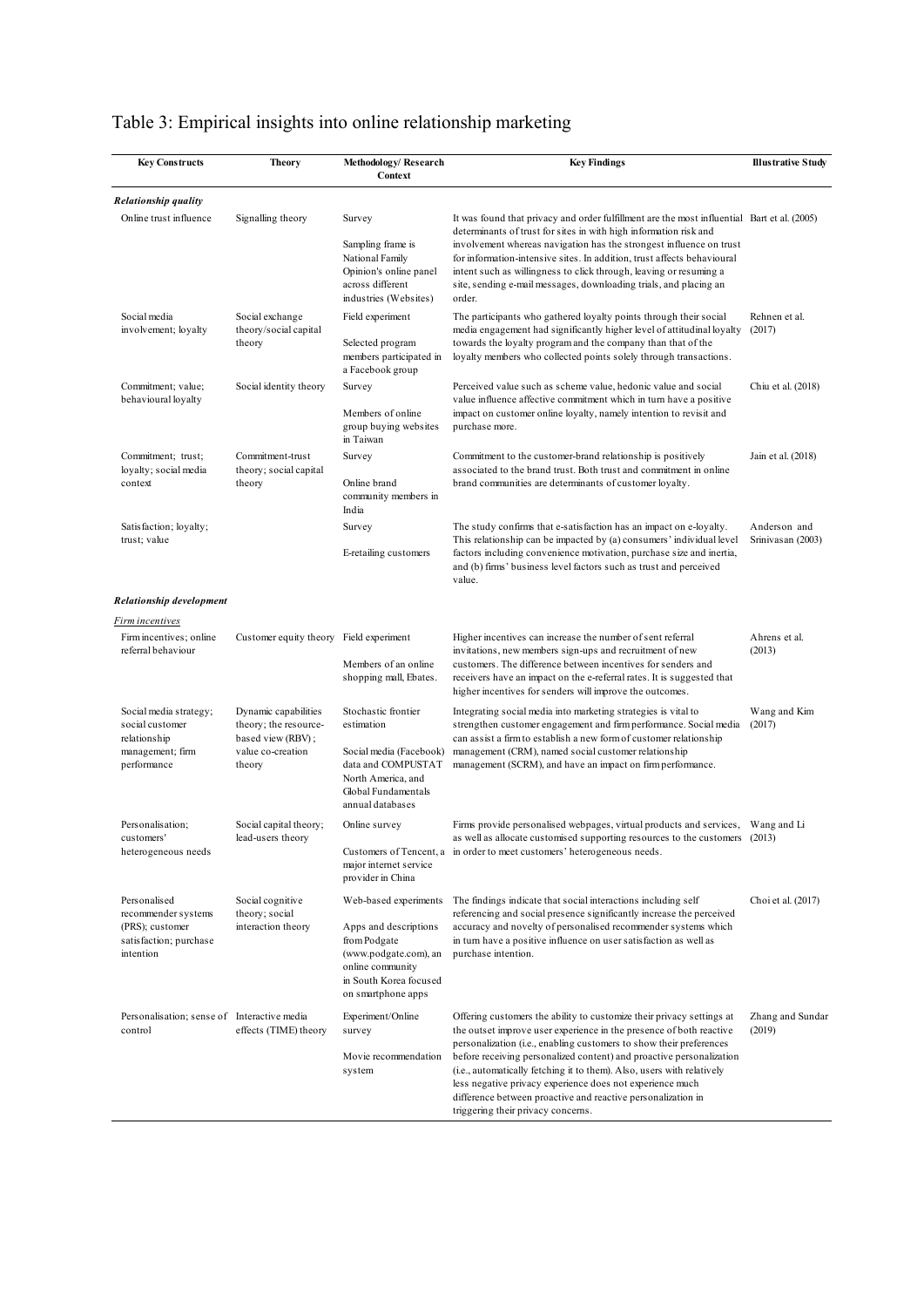# Table 3: Empirical insights into online relationship marketing

| Key Constructs | Theory | Methodology/ Research Context | Key Findings | Illustrative Study |
|---|---|---|---|---|
| ***Relationship quality*** | | | | |
| Online trust influence | Signalling theory | Survey<br><br>Sampling frame is National Family Opinion's online panel across different industries (Websites) | It was found that privacy and order fulfillment are the most influential determinants of trust for sites in with high information risk and involvement whereas navigation has the strongest influence on trust for information-intensive sites. In addition, trust affects behavioural intent such as willingness to click through, leaving or resuming a site, sending e-mail messages, downloading trials, and placing an order. | Bart et al. (2005) |
| Social media involvement; loyalty | Social exchange theory/social capital theory | Field experiment<br><br>Selected program members participated in a Facebook group | The participants who gathered loyalty points through their social media engagement had significantly higher level of attitudinal loyalty towards the loyalty program and the company than that of the loyalty members who collected points solely through transactions. | Rehnen et al. (2017) |
| Commitment; value; behavioural loyalty | Social identity theory | Survey<br><br>Members of online group buying websites in Taiwan | Perceived value such as scheme value, hedonic value and social value influence affective commitment which in turn have a positive impact on customer online loyalty, namely intention to revisit and purchase more. | Chiu et al. (2018) |
| Commitment; trust; loyalty; social media context | Commitment-trust theory; social capital theory | Survey<br><br>Online brand community members in India | Commitment to the customer-brand relationship is positively associated to the brand trust. Both trust and commitment in online brand communities are determinants of customer loyalty. | Jain et al. (2018) |
| Satisfaction; loyalty; trust; value | | Survey<br><br>E-retailing customers | The study confirms that e-satisfaction has an impact on e-loyalty. This relationship can be impacted by (a) consumers' individual level factors including convenience motivation, purchase size and inertia, and (b) firms' business level factors such as trust and perceived value. | Anderson and Srinivasan (2003) |
| ***Relationship development*** | | | | |
| <u>Firm incentives</u> | | | | |
| Firm incentives; online referral behaviour | Customer equity theory | Field experiment<br><br>Members of an online shopping mall, Ebates. | Higher incentives can increase the number of sent referral invitations, new members sign-ups and recruitment of new customers. The difference between incentives for senders and receivers have an impact on the e-referral rates. It is suggested that higher incentives for senders will improve the outcomes. | Ahrens et al. (2013) |
| Social media strategy; social customer relationship management; firm performance | Dynamic capabilities theory; the resource-based view (RBV); value co-creation theory | Stochastic frontier estimation<br><br>Social media (Facebook) data and COMPUSTAT North America, and Global Fundamentals annual databases | Integrating social media into marketing strategies is vital to strengthen customer engagement and firm performance. Social media can assist a firm to establish a new form of customer relationship management (CRM), named social customer relationship management (SCRM), and have an impact on firm performance. | Wang and Kim (2017) |
| Personalisation; customers' heterogeneous needs | Social capital theory; lead-users theory | Online survey<br><br>Customers of Tencent, a major internet service provider in China | Firms provide personalised webpages, virtual products and services, as well as allocate customised supporting resources to the customers in order to meet customers' heterogeneous needs. | Wang and Li (2013) |
| Personalised recommender systems (PRS); customer satisfaction; purchase intention | Social cognitive theory; social interaction theory | Web-based experiments<br><br>Apps and descriptions from Podgate (www.podgate.com), an online community in South Korea focused on smartphone apps | The findings indicate that social interactions including self referencing and social presence significantly increase the perceived accuracy and novelty of personalised recommender systems which in turn have a positive influence on user satisfaction as well as purchase intention. | Choi et al. (2017) |
| Personalisation; sense of control | Interactive media effects (TIME) theory | Experiment/Online survey<br><br>Movie recommendation system | Offering customers the ability to customize their privacy settings at the outset improve user experience in the presence of both reactive personalization (i.e., enabling customers to show their preferences before receiving personalized content) and proactive personalization (i.e., automatically fetching it to them). Also, users with relatively less negative privacy experience does not experience much difference between proactive and reactive personalization in triggering their privacy concerns. | Zhang and Sundar (2019) |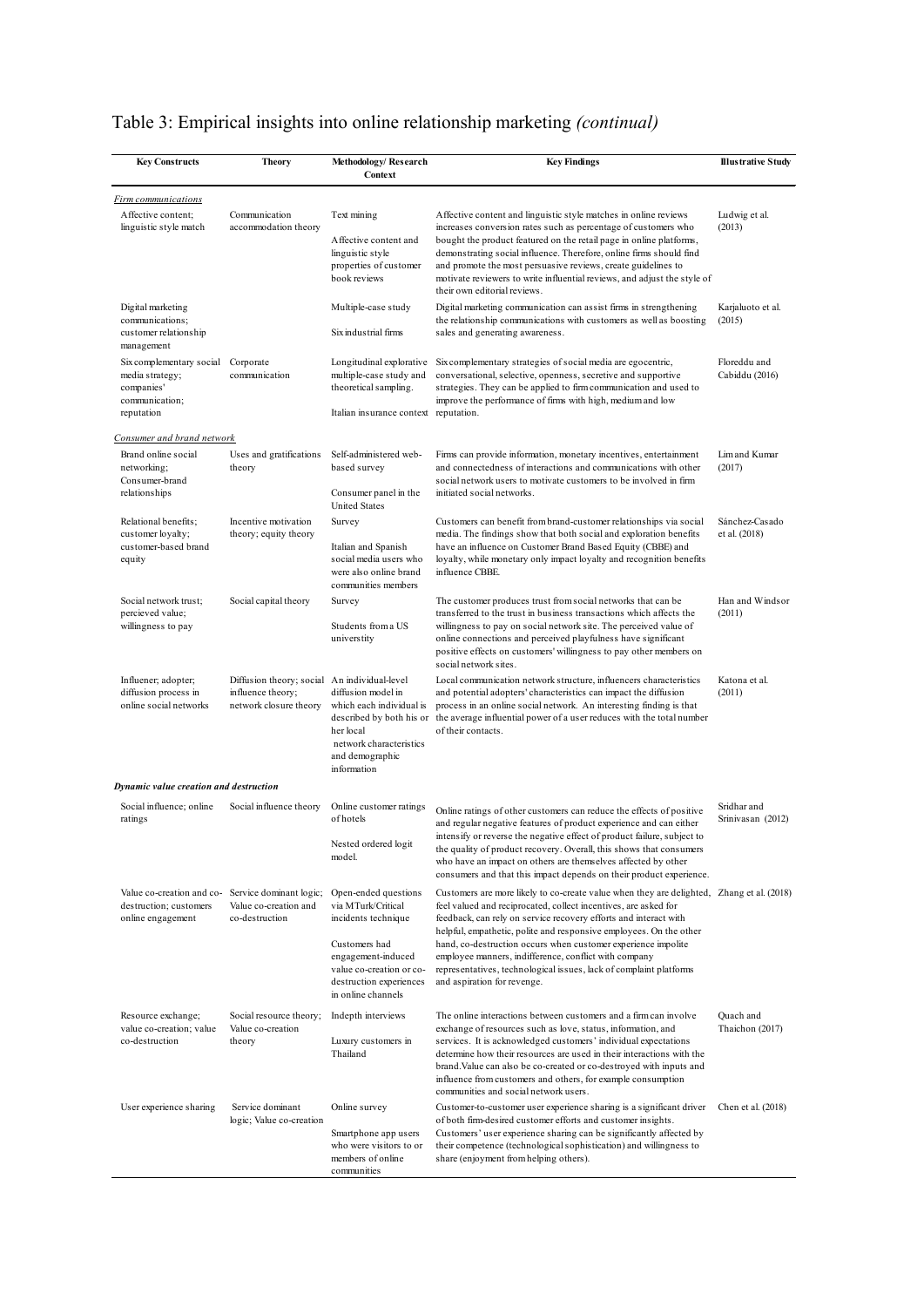# Table 3: Empirical insights into online relationship marketing *(continual)*

| Key Constructs | Theory | Methodology/ Research Context | Key Findings | Illustrative Study |
|---|---|---|---|---|
| *Firm communications* | | | | |
| Affective content; linguistic style match | Communication accommodation theory | Text mining<br><br>Affective content and linguistic style properties of customer book reviews | Affective content and linguistic style matches in online reviews increases conversion rates such as percentage of customers who bought the product featured on the retail page in online platforms, demonstrating social influence. Therefore, online firms should find and promote the most persuasive reviews, create guidelines to motivate reviewers to write influential reviews, and adjust the style of their own editorial reviews. | Ludwig et al. (2013) |
| Digital marketing communications; customer relationship management | | Multiple-case study<br><br>Six industrial firms | Digital marketing communication can assist firms in strengthening the relationship communications with customers as well as boosting sales and generating awareness. | Karjaluoto et al. (2015) |
| Six complementary social media strategy companies' communication; reputation | Corporate communication | Longitudinal explorative multiple-case study and theoretical sampling.<br><br>Italian insurance context | Six complementary strategies of social media are egocentric, conversational, selective, openness, secretive and supportive strategies. They can be applied to firm communication and used to improve the performance of firms with high, medium and low reputation. | Floreddu and Cabiddu (2016) |
| *Consumer and brand network* | | | | |
| Brand online social networking; Consumer-brand relationships | Uses and gratifications theory | Self-administered web-based survey<br><br>Consumer panel in the United States | Firms can provide information, monetary incentives, entertainment and connectedness of interactions and communications with other social network users to motivate customers to be involved in firm initiated social networks. | Lim and Kumar (2017) |
| Relational benefits; customer loyalty; customer-based brand equity | Incentive motivation theory; equity theory | Survey<br><br>Italian and Spanish social media users who were also online brand communities members | Customers can benefit from brand-customer relationships via social media. The findings show that both social and exploration benefits have an influence on Customer Brand Based Equity (CBBE) and loyalty, while monetary only impact loyalty and recognition benefits influence CBBE. | Sánchez-Casado et al. (2018) |
| Social network trust; percieved value; willingness to pay | Social capital theory | Survey<br><br>Students from a US universtity | The customer produces trust from social networks that can be transferred to the trust in business transactions which affects the willingness to pay on social network site. The perceived value of online connections and perceived playfulness have significant positive effects on customers' willingness to pay other members on social network sites. | Han and Windsor (2011) |
| Influener; adopter; diffusion process in online social networks | Diffusion theory; social influence theory; network closure theory | An individual-level diffusion model in which each individual is described by both his or her local network characteristics and demographic information | Local communication network structure, influencers characteristics and potential adopters' characteristics can impact the diffusion process in an online social network. An interesting finding is that the average influential power of a user reduces with the total number of their contacts. | Katona et al. (2011) |
| ***Dynamic value creation and destruction*** | | | | |
| Social influence; online ratings | Social influence theory | Online customer ratings of hotels<br><br>Nested ordered logit model. | Online ratings of other customers can reduce the effects of positive and regular negative features of product experience and can either intensify or reverse the negative effect of product failure, subject to the quality of product recovery. Overall, this shows that consumers who have an impact on others are themselves affected by other consumers and that this impact depends on their product experience. | Sridhar and Srinivasan (2012) |
| Value co-creation and co-destruction; customers online engagement | Service dominant logic; Value co-creation and co-destruction | Open-ended questions via MTurk/Critical incidents technique<br><br>Customers had engagement-induced value co-creation or co-destruction experiences in online channels | Customers are more likely to co-create value when they are delighted, feel valued and reciprocated, collect incentives, are asked for feedback, can rely on service recovery efforts and interact with helpful, empathetic, polite and responsive employees. On the other hand, co-destruction occurs when customer experience impolite employee manners, indifference, conflict with company representatives, technological issues, lack of complaint platforms and aspiration for revenge. | Zhang et al. (2018) |
| Resource exchange; value co-creation; value co-destruction | Social resource theory; Value co-creation theory | Indepth interviews<br><br>Luxury customers in Thailand | The online interactions between customers and a firm can involve exchange of resources such as love, status, information, and services. It is acknowledged customers' individual expectations determine how their resources are used in their interactions with the brand. Value can also be co-created or co-destroyed with inputs and influence from customers and others, for example consumption communities and social network users. | Quach and Thaichon (2017) |
| User experience sharing | Service dominant logic; Value co-creation | Online survey<br><br>Smartphone app users who were visitors to or members of online communities | Customer-to-customer user experience sharing is a significant driver of both firm-desired customer efforts and customer insights. Customers' user experience sharing can be significantly affected by their competence (technological sophistication) and willingness to share (enjoyment from helping others). | Chen et al. (2018) |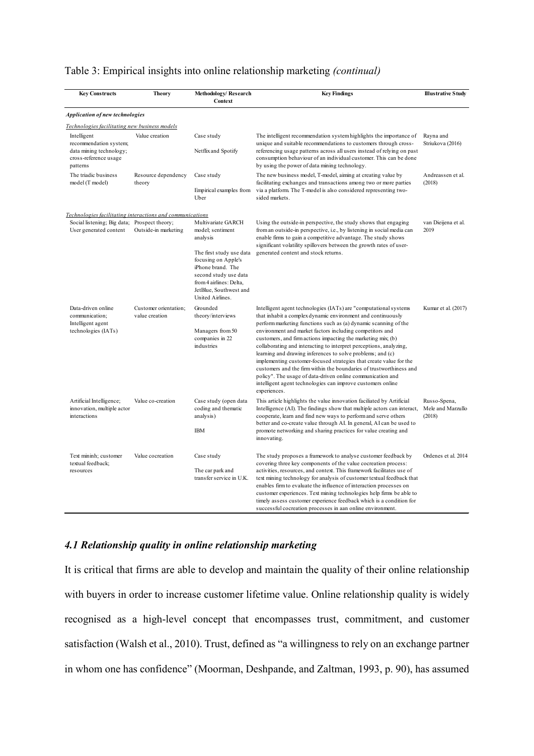Table 3: Empirical insights into online relationship marketing *(continual)*

| Key Constructs | Theory | Methodology/ Research Context | Key Findings | Illustrative Study |
|---|---|---|---|---|
| ***Application of new technologies*** | | | | |
| *Technologies facilitating new business models* | | | | |
| Intelligent recommendation system; data mining technology; cross-reference usage patterns | Value creation | Case study<br><br>Netflix and Spotify | The intelligent recommendation system highlights the importance of unique and suitable recommendations to customers through cross-referencing usage patterns across all users instead of relying on past consumption behaviour of an individual customer. This can be done by using the power of data mining technology. | Rayna and Striukova (2016) |
| The triadic business model (T model) | Resource dependency theory | Case study<br><br>Empirical examples from Uber | The new business model, T-model, aiming at creating value by facilitating exchanges and transactions among two or more parties via a platform. The T-model is also considered representing two-sided markets. | Andreassen et al. (2018) |
| *Technologies facilitating interactions and communications* | | | | |
| Social listening; Big data; User generated content | Prospect theory; Outside-in marketing | Multivariate GARCH model; sentiment analysis<br><br>The first study use data focusing on Apple's iPhone brand. The second study use data from 4 airlines: Delta, JetBlue, Southwest and United Airlines. | Using the outside-in perspective, the study shows that engaging from an outside-in perspective, i.e., by listening in social media can enable firms to gain a competitive advantage. The study shows significant volatility spillovers between the growth rates of user-generated content and stock returns. | van Dieijena et al. 2019 |
| Data-driven online communication; Intelligent agent technologies (IATs) | Customer orientation; value creation | Grounded theory/interviews<br><br>Managers from 50 companies in 22 industries | Intelligent agent technologies (IATs) are "computational systems that inhabit a complex dynamic environment and continuously perform marketing functions such as (a) dynamic scanning of the environment and market factors including competitors and customers, and firm actions impacting the marketing mix; (b) collaborating and interacting to interpret perceptions, analyzing, learning and drawing inferences to solve problems; and (c) implementing customer-focused strategies that create value for the customers and the firm within the boundaries of trustworthiness and policy". The usage of data-driven online communication and intelligent agent technologies can improve customers online experiences. | Kumar et al. (2017) |
| Artificial Intelligence; innovation, multiple actor interactions | Value co-creation | Case study (open data coding and thematic analysis)<br><br>IBM | This article highlights the value innovation faciliated by Artificial Intelligence (AI). The findings show that multiple actors can interact, cooperate, learn and find new ways to perform and serve others better and co-create value through AI. In general, AI can be used to promote networking and sharing practices for value creating and innovating. | Russo-Spena, Mele and Marzullo (2018) |
| Text mininh; customer textual feedback; resources | Value cocreation | Case study<br><br>The car park and transfer service in U.K. | The study proposes a framework to analyse customer feedback by covering three key components of the value cocreation process: activities, resources, and context. This framework facilitates use of text mining technology for analysis of customer textual feedback that enables firm to evaluate the influence of interaction processes on customer experiences. Text mining technologies help firms be able to timely assess customer experience feedback which is a condition for successful cocreation processes in aan online environment. | Ordenes et al. 2014 |

### *4.1 Relationship quality in online relationship marketing*

It is critical that firms are able to develop and maintain the quality of their online relationship with buyers in order to increase customer lifetime value. Online relationship quality is widely recognised as a high-level concept that encompasses trust, commitment, and customer satisfaction (Walsh et al., 2010). Trust, defined as "a willingness to rely on an exchange partner in whom one has confidence" (Moorman, Deshpande, and Zaltman, 1993, p. 90), has assumed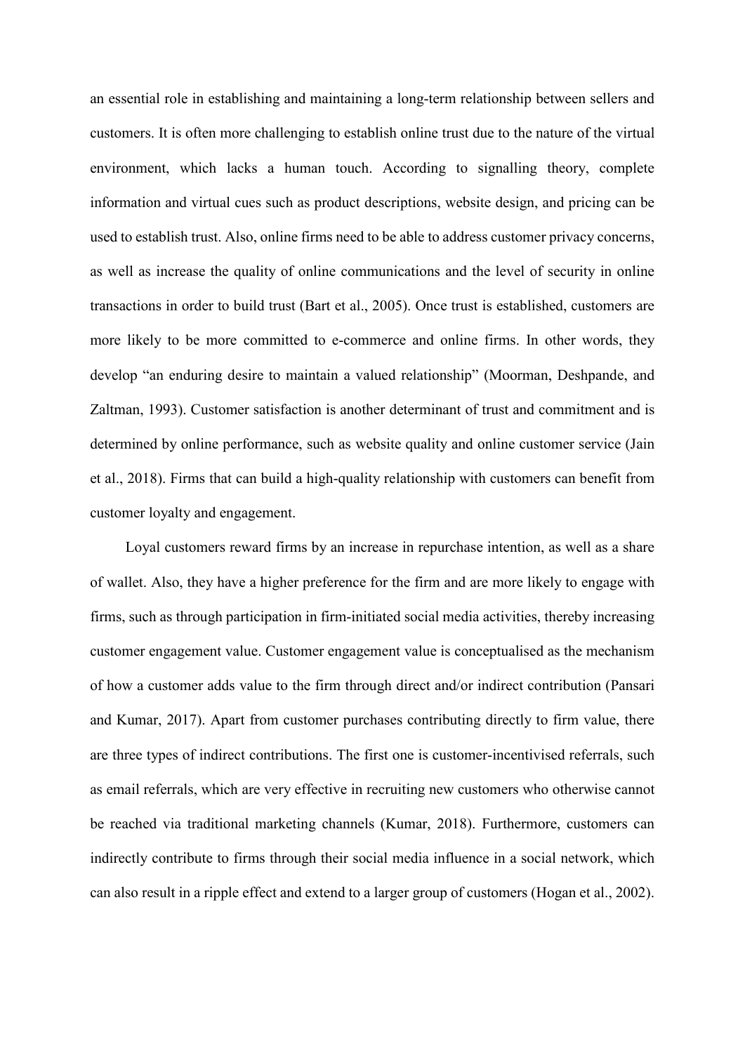an essential role in establishing and maintaining a long-term relationship between sellers and customers. It is often more challenging to establish online trust due to the nature of the virtual environment, which lacks a human touch. According to signalling theory, complete information and virtual cues such as product descriptions, website design, and pricing can be used to establish trust. Also, online firms need to be able to address customer privacy concerns, as well as increase the quality of online communications and the level of security in online transactions in order to build trust (Bart et al., 2005). Once trust is established, customers are more likely to be more committed to e-commerce and online firms. In other words, they develop "an enduring desire to maintain a valued relationship" (Moorman, Deshpande, and Zaltman, 1993). Customer satisfaction is another determinant of trust and commitment and is determined by online performance, such as website quality and online customer service (Jain et al., 2018). Firms that can build a high-quality relationship with customers can benefit from customer loyalty and engagement.

Loyal customers reward firms by an increase in repurchase intention, as well as a share of wallet. Also, they have a higher preference for the firm and are more likely to engage with firms, such as through participation in firm-initiated social media activities, thereby increasing customer engagement value. Customer engagement value is conceptualised as the mechanism of how a customer adds value to the firm through direct and/or indirect contribution (Pansari and Kumar, 2017). Apart from customer purchases contributing directly to firm value, there are three types of indirect contributions. The first one is customer-incentivised referrals, such as email referrals, which are very effective in recruiting new customers who otherwise cannot be reached via traditional marketing channels (Kumar, 2018). Furthermore, customers can indirectly contribute to firms through their social media influence in a social network, which can also result in a ripple effect and extend to a larger group of customers (Hogan et al., 2002).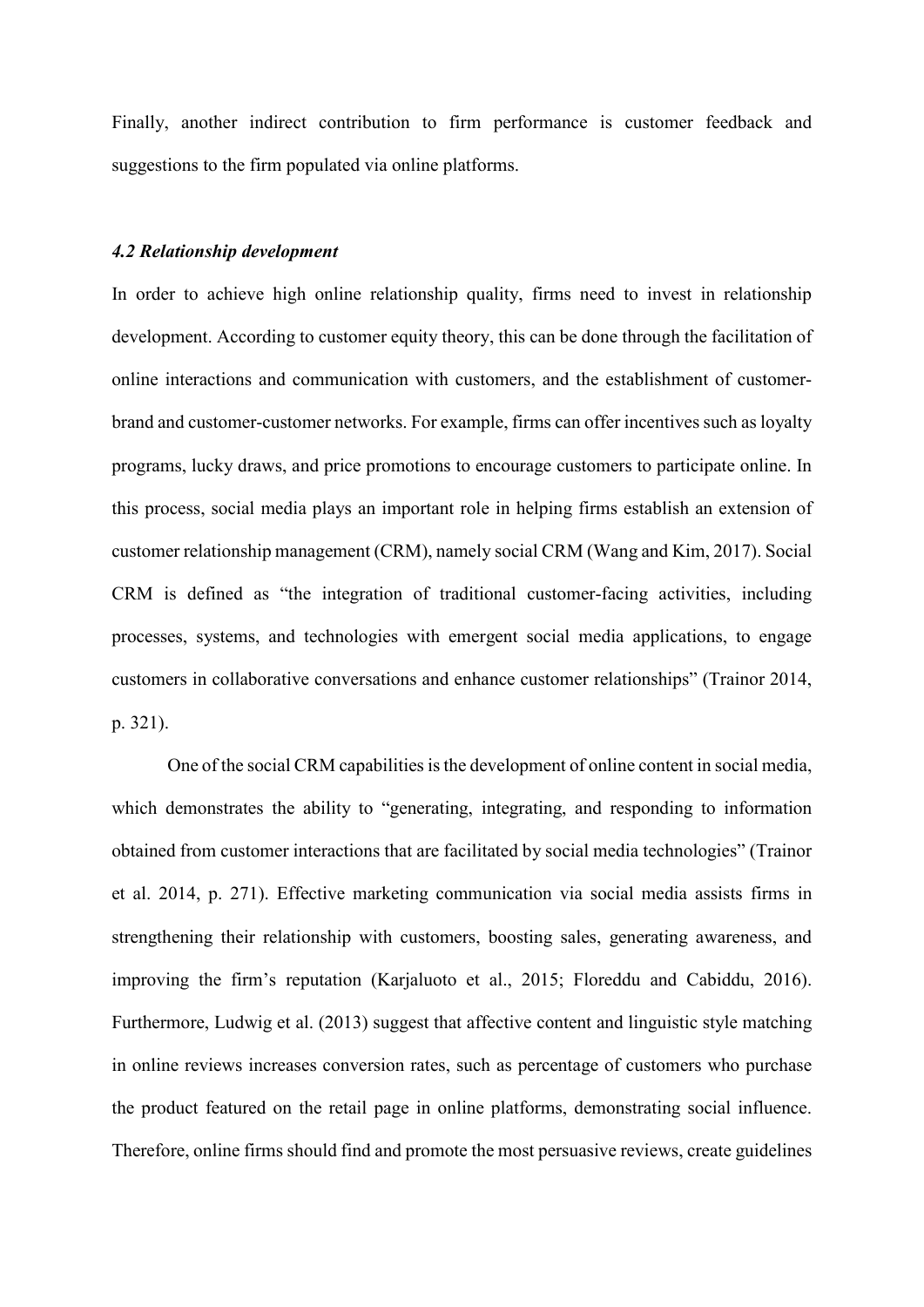Finally, another indirect contribution to firm performance is customer feedback and suggestions to the firm populated via online platforms.

### *4.2 Relationship development*

In order to achieve high online relationship quality, firms need to invest in relationship development. According to customer equity theory, this can be done through the facilitation of online interactions and communication with customers, and the establishment of customer-brand and customer-customer networks. For example, firms can offer incentives such as loyalty programs, lucky draws, and price promotions to encourage customers to participate online. In this process, social media plays an important role in helping firms establish an extension of customer relationship management (CRM), namely social CRM (Wang and Kim, 2017). Social CRM is defined as "the integration of traditional customer-facing activities, including processes, systems, and technologies with emergent social media applications, to engage customers in collaborative conversations and enhance customer relationships" (Trainor 2014, p. 321).

One of the social CRM capabilities is the development of online content in social media, which demonstrates the ability to "generating, integrating, and responding to information obtained from customer interactions that are facilitated by social media technologies" (Trainor et al. 2014, p. 271). Effective marketing communication via social media assists firms in strengthening their relationship with customers, boosting sales, generating awareness, and improving the firm's reputation (Karjaluoto et al., 2015; Floreddu and Cabiddu, 2016). Furthermore, Ludwig et al. (2013) suggest that affective content and linguistic style matching in online reviews increases conversion rates, such as percentage of customers who purchase the product featured on the retail page in online platforms, demonstrating social influence. Therefore, online firms should find and promote the most persuasive reviews, create guidelines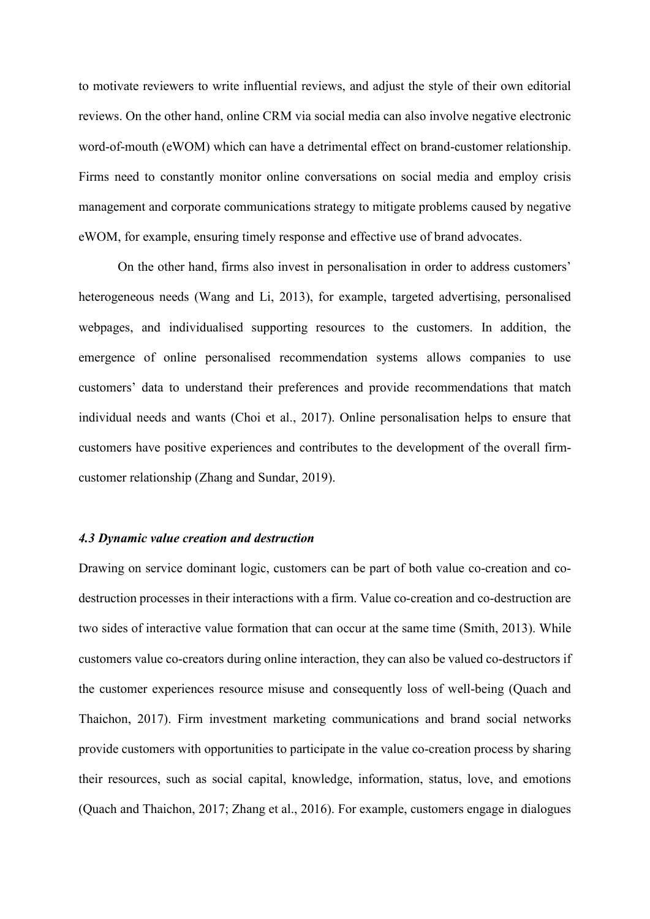to motivate reviewers to write influential reviews, and adjust the style of their own editorial reviews. On the other hand, online CRM via social media can also involve negative electronic word-of-mouth (eWOM) which can have a detrimental effect on brand-customer relationship. Firms need to constantly monitor online conversations on social media and employ crisis management and corporate communications strategy to mitigate problems caused by negative eWOM, for example, ensuring timely response and effective use of brand advocates.

On the other hand, firms also invest in personalisation in order to address customers' heterogeneous needs (Wang and Li, 2013), for example, targeted advertising, personalised webpages, and individualised supporting resources to the customers. In addition, the emergence of online personalised recommendation systems allows companies to use customers' data to understand their preferences and provide recommendations that match individual needs and wants (Choi et al., 2017). Online personalisation helps to ensure that customers have positive experiences and contributes to the development of the overall firm-customer relationship (Zhang and Sundar, 2019).

### *4.3 Dynamic value creation and destruction*

Drawing on service dominant logic, customers can be part of both value co-creation and co-destruction processes in their interactions with a firm. Value co-creation and co-destruction are two sides of interactive value formation that can occur at the same time (Smith, 2013). While customers value co-creators during online interaction, they can also be valued co-destructors if the customer experiences resource misuse and consequently loss of well-being (Quach and Thaichon, 2017). Firm investment marketing communications and brand social networks provide customers with opportunities to participate in the value co-creation process by sharing their resources, such as social capital, knowledge, information, status, love, and emotions (Quach and Thaichon, 2017; Zhang et al., 2016). For example, customers engage in dialogues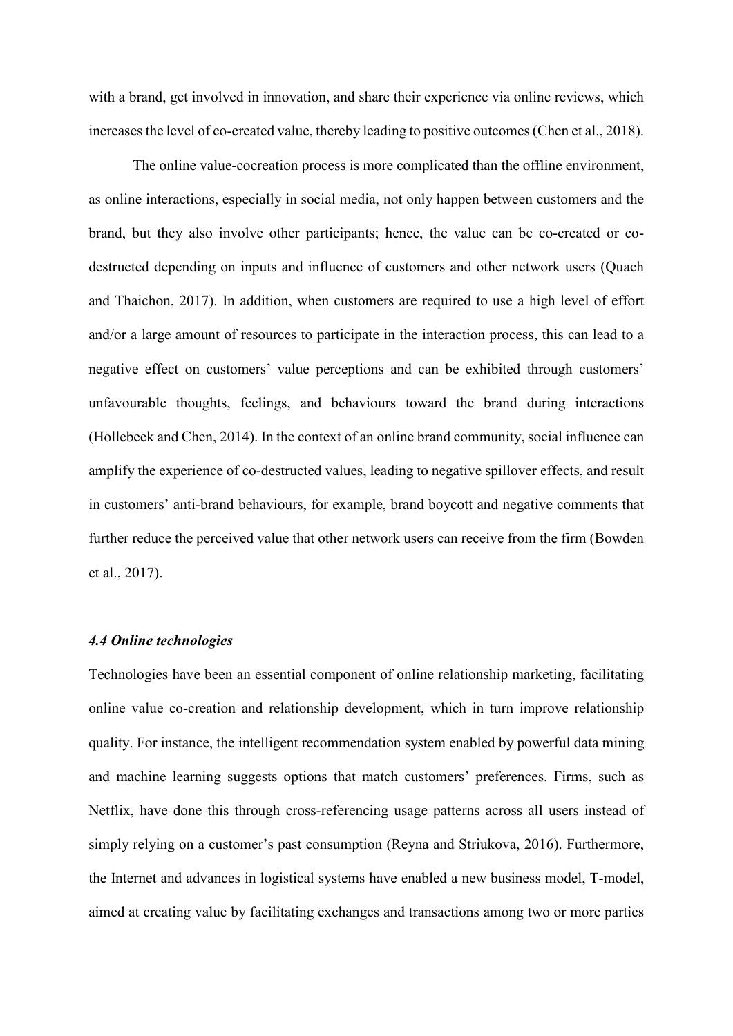with a brand, get involved in innovation, and share their experience via online reviews, which increases the level of co-created value, thereby leading to positive outcomes (Chen et al., 2018).

The online value-cocreation process is more complicated than the offline environment, as online interactions, especially in social media, not only happen between customers and the brand, but they also involve other participants; hence, the value can be co-created or co-destructed depending on inputs and influence of customers and other network users (Quach and Thaichon, 2017). In addition, when customers are required to use a high level of effort and/or a large amount of resources to participate in the interaction process, this can lead to a negative effect on customers' value perceptions and can be exhibited through customers' unfavourable thoughts, feelings, and behaviours toward the brand during interactions (Hollebeek and Chen, 2014). In the context of an online brand community, social influence can amplify the experience of co-destructed values, leading to negative spillover effects, and result in customers' anti-brand behaviours, for example, brand boycott and negative comments that further reduce the perceived value that other network users can receive from the firm (Bowden et al., 2017).

### *4.4 Online technologies*

Technologies have been an essential component of online relationship marketing, facilitating online value co-creation and relationship development, which in turn improve relationship quality. For instance, the intelligent recommendation system enabled by powerful data mining and machine learning suggests options that match customers' preferences. Firms, such as Netflix, have done this through cross-referencing usage patterns across all users instead of simply relying on a customer's past consumption (Reyna and Striukova, 2016). Furthermore, the Internet and advances in logistical systems have enabled a new business model, T-model, aimed at creating value by facilitating exchanges and transactions among two or more parties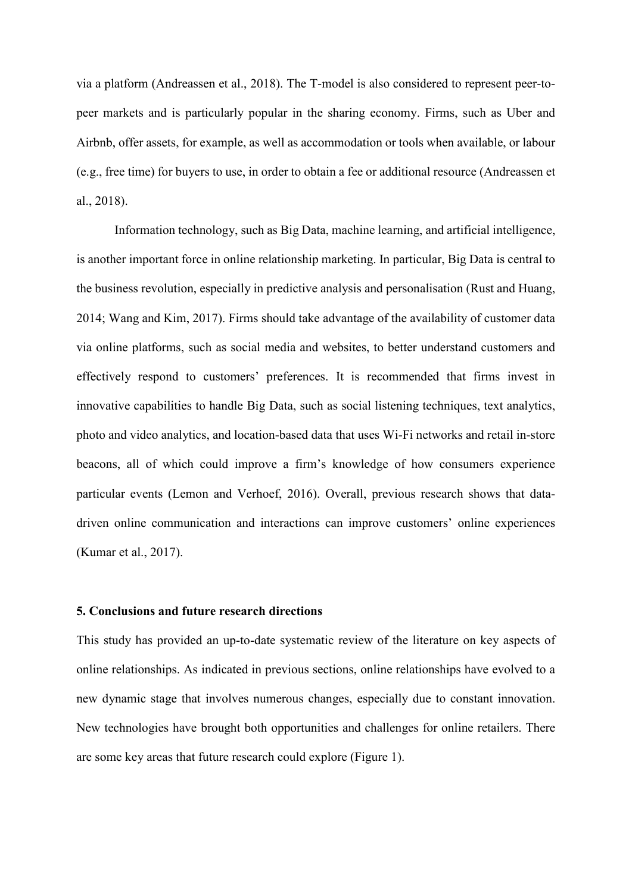via a platform (Andreassen et al., 2018). The T-model is also considered to represent peer-to-peer markets and is particularly popular in the sharing economy. Firms, such as Uber and Airbnb, offer assets, for example, as well as accommodation or tools when available, or labour (e.g., free time) for buyers to use, in order to obtain a fee or additional resource (Andreassen et al., 2018).

Information technology, such as Big Data, machine learning, and artificial intelligence, is another important force in online relationship marketing. In particular, Big Data is central to the business revolution, especially in predictive analysis and personalisation (Rust and Huang, 2014; Wang and Kim, 2017). Firms should take advantage of the availability of customer data via online platforms, such as social media and websites, to better understand customers and effectively respond to customers' preferences. It is recommended that firms invest in innovative capabilities to handle Big Data, such as social listening techniques, text analytics, photo and video analytics, and location-based data that uses Wi-Fi networks and retail in-store beacons, all of which could improve a firm's knowledge of how consumers experience particular events (Lemon and Verhoef, 2016). Overall, previous research shows that data-driven online communication and interactions can improve customers' online experiences (Kumar et al., 2017).

## 5. Conclusions and future research directions

This study has provided an up-to-date systematic review of the literature on key aspects of online relationships. As indicated in previous sections, online relationships have evolved to a new dynamic stage that involves numerous changes, especially due to constant innovation. New technologies have brought both opportunities and challenges for online retailers. There are some key areas that future research could explore (Figure 1).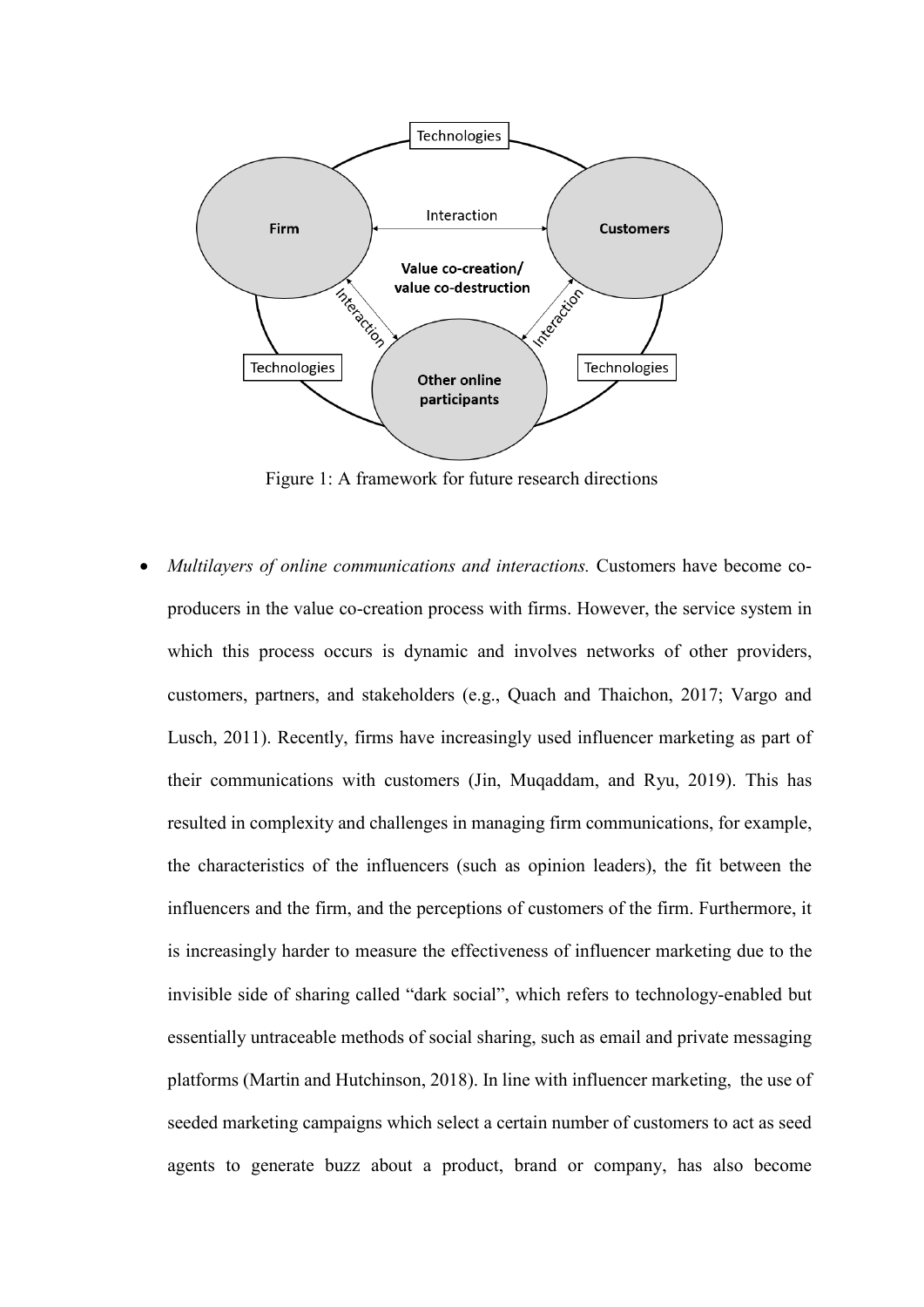Figure 1: A framework for future research directions

- *Multilayers of online communications and interactions.* Customers have become co-producers in the value co-creation process with firms. However, the service system in which this process occurs is dynamic and involves networks of other providers, customers, partners, and stakeholders (e.g., Quach and Thaichon, 2017; Vargo and Lusch, 2011). Recently, firms have increasingly used influencer marketing as part of their communications with customers (Jin, Muqaddam, and Ryu, 2019). This has resulted in complexity and challenges in managing firm communications, for example, the characteristics of the influencers (such as opinion leaders), the fit between the influencers and the firm, and the perceptions of customers of the firm. Furthermore, it is increasingly harder to measure the effectiveness of influencer marketing due to the invisible side of sharing called "dark social", which refers to technology-enabled but essentially untraceable methods of social sharing, such as email and private messaging platforms (Martin and Hutchinson, 2018). In line with influencer marketing, the use of seeded marketing campaigns which select a certain number of customers to act as seed agents to generate buzz about a product, brand or company, has also become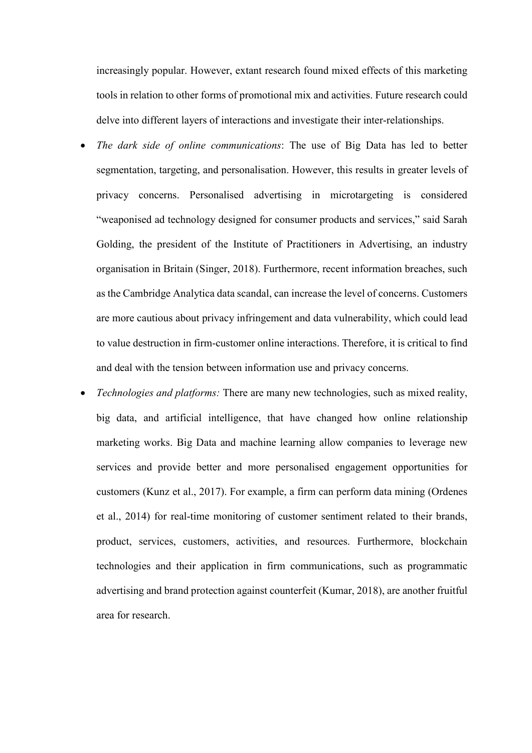increasingly popular. However, extant research found mixed effects of this marketing tools in relation to other forms of promotional mix and activities. Future research could delve into different layers of interactions and investigate their inter-relationships.

- *The dark side of online communications*: The use of Big Data has led to better segmentation, targeting, and personalisation. However, this results in greater levels of privacy concerns. Personalised advertising in microtargeting is considered "weaponised ad technology designed for consumer products and services," said Sarah Golding, the president of the Institute of Practitioners in Advertising, an industry organisation in Britain (Singer, 2018). Furthermore, recent information breaches, such as the Cambridge Analytica data scandal, can increase the level of concerns. Customers are more cautious about privacy infringement and data vulnerability, which could lead to value destruction in firm-customer online interactions. Therefore, it is critical to find and deal with the tension between information use and privacy concerns.
- *Technologies and platforms:* There are many new technologies, such as mixed reality, big data, and artificial intelligence, that have changed how online relationship marketing works. Big Data and machine learning allow companies to leverage new services and provide better and more personalised engagement opportunities for customers (Kunz et al., 2017). For example, a firm can perform data mining (Ordenes et al., 2014) for real-time monitoring of customer sentiment related to their brands, product, services, customers, activities, and resources. Furthermore, blockchain technologies and their application in firm communications, such as programmatic advertising and brand protection against counterfeit (Kumar, 2018), are another fruitful area for research.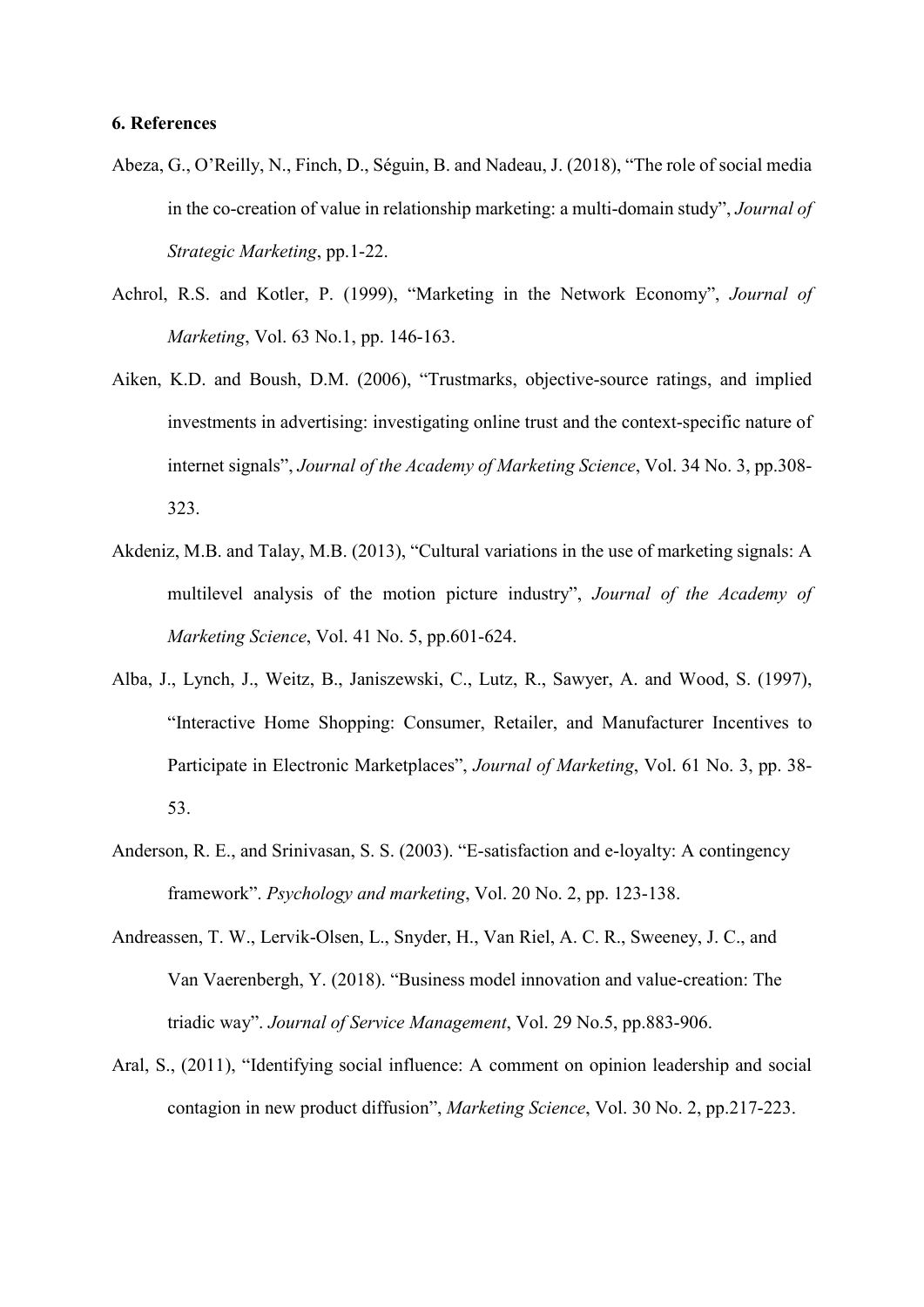**6. References**

Abeza, G., O'Reilly, N., Finch, D., Séguin, B. and Nadeau, J. (2018), "The role of social media in the co-creation of value in relationship marketing: a multi-domain study", *Journal of Strategic Marketing*, pp.1-22.

Achrol, R.S. and Kotler, P. (1999), "Marketing in the Network Economy", *Journal of Marketing*, Vol. 63 No.1, pp. 146-163.

Aiken, K.D. and Boush, D.M. (2006), "Trustmarks, objective-source ratings, and implied investments in advertising: investigating online trust and the context-specific nature of internet signals", *Journal of the Academy of Marketing Science*, Vol. 34 No. 3, pp.308-323.

Akdeniz, M.B. and Talay, M.B. (2013), "Cultural variations in the use of marketing signals: A multilevel analysis of the motion picture industry", *Journal of the Academy of Marketing Science*, Vol. 41 No. 5, pp.601-624.

Alba, J., Lynch, J., Weitz, B., Janiszewski, C., Lutz, R., Sawyer, A. and Wood, S. (1997), "Interactive Home Shopping: Consumer, Retailer, and Manufacturer Incentives to Participate in Electronic Marketplaces", *Journal of Marketing*, Vol. 61 No. 3, pp. 38-53.

Anderson, R. E., and Srinivasan, S. S. (2003). "E-satisfaction and e-loyalty: A contingency framework". *Psychology and marketing*, Vol. 20 No. 2, pp. 123-138.

Andreassen, T. W., Lervik-Olsen, L., Snyder, H., Van Riel, A. C. R., Sweeney, J. C., and Van Vaerenbergh, Y. (2018). "Business model innovation and value-creation: The triadic way". *Journal of Service Management*, Vol. 29 No.5, pp.883-906.

Aral, S., (2011), "Identifying social influence: A comment on opinion leadership and social contagion in new product diffusion", *Marketing Science*, Vol. 30 No. 2, pp.217-223.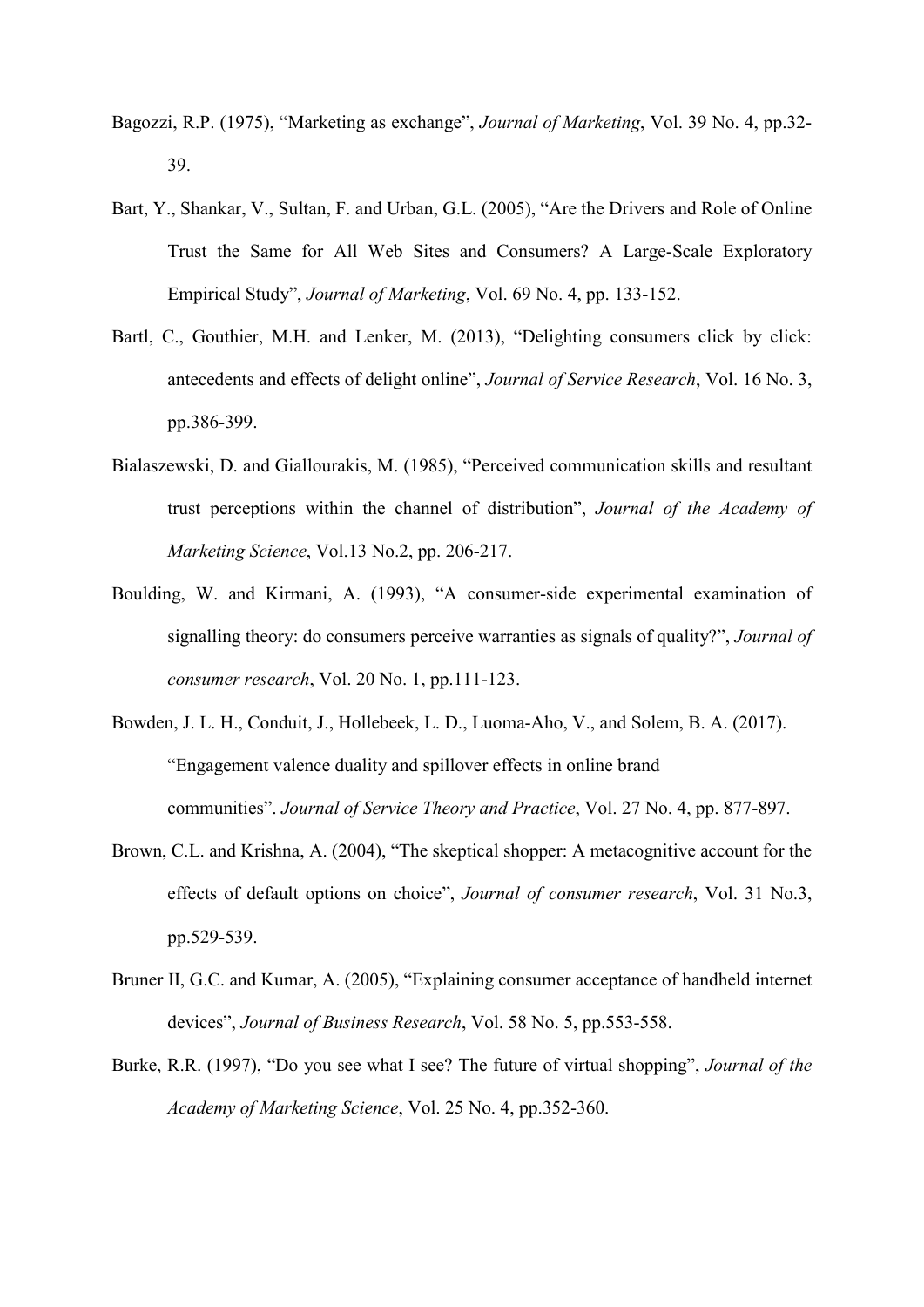Bagozzi, R.P. (1975), "Marketing as exchange", *Journal of Marketing*, Vol. 39 No. 4, pp.32-39.

Bart, Y., Shankar, V., Sultan, F. and Urban, G.L. (2005), "Are the Drivers and Role of Online Trust the Same for All Web Sites and Consumers? A Large-Scale Exploratory Empirical Study", *Journal of Marketing*, Vol. 69 No. 4, pp. 133-152.

Bartl, C., Gouthier, M.H. and Lenker, M. (2013), "Delighting consumers click by click: antecedents and effects of delight online", *Journal of Service Research*, Vol. 16 No. 3, pp.386-399.

Bialaszewski, D. and Giallourakis, M. (1985), "Perceived communication skills and resultant trust perceptions within the channel of distribution", *Journal of the Academy of Marketing Science*, Vol.13 No.2, pp. 206-217.

Boulding, W. and Kirmani, A. (1993), "A consumer-side experimental examination of signalling theory: do consumers perceive warranties as signals of quality?", *Journal of consumer research*, Vol. 20 No. 1, pp.111-123.

Bowden, J. L. H., Conduit, J., Hollebeek, L. D., Luoma-Aho, V., and Solem, B. A. (2017). "Engagement valence duality and spillover effects in online brand communities". *Journal of Service Theory and Practice*, Vol. 27 No. 4, pp. 877-897.

Brown, C.L. and Krishna, A. (2004), "The skeptical shopper: A metacognitive account for the effects of default options on choice", *Journal of consumer research*, Vol. 31 No.3, pp.529-539.

Bruner II, G.C. and Kumar, A. (2005), "Explaining consumer acceptance of handheld internet devices", *Journal of Business Research*, Vol. 58 No. 5, pp.553-558.

Burke, R.R. (1997), "Do you see what I see? The future of virtual shopping", *Journal of the Academy of Marketing Science*, Vol. 25 No. 4, pp.352-360.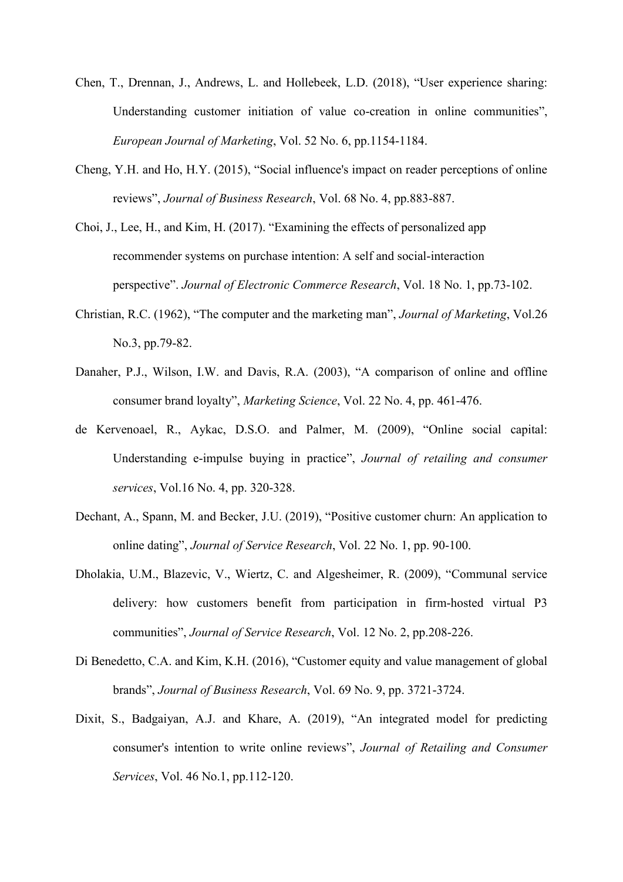Chen, T., Drennan, J., Andrews, L. and Hollebeek, L.D. (2018), "User experience sharing: Understanding customer initiation of value co-creation in online communities", *European Journal of Marketing*, Vol. 52 No. 6, pp.1154-1184.

Cheng, Y.H. and Ho, H.Y. (2015), "Social influence's impact on reader perceptions of online reviews", *Journal of Business Research*, Vol. 68 No. 4, pp.883-887.

Choi, J., Lee, H., and Kim, H. (2017). "Examining the effects of personalized app recommender systems on purchase intention: A self and social-interaction perspective". *Journal of Electronic Commerce Research*, Vol. 18 No. 1, pp.73-102.

Christian, R.C. (1962), "The computer and the marketing man", *Journal of Marketing*, Vol.26 No.3, pp.79-82.

Danaher, P.J., Wilson, I.W. and Davis, R.A. (2003), "A comparison of online and offline consumer brand loyalty", *Marketing Science*, Vol. 22 No. 4, pp. 461-476.

de Kervenoael, R., Aykac, D.S.O. and Palmer, M. (2009), "Online social capital: Understanding e-impulse buying in practice", *Journal of retailing and consumer services*, Vol.16 No. 4, pp. 320-328.

Dechant, A., Spann, M. and Becker, J.U. (2019), "Positive customer churn: An application to online dating", *Journal of Service Research*, Vol. 22 No. 1, pp. 90-100.

Dholakia, U.M., Blazevic, V., Wiertz, C. and Algesheimer, R. (2009), "Communal service delivery: how customers benefit from participation in firm-hosted virtual P3 communities", *Journal of Service Research*, Vol. 12 No. 2, pp.208-226.

Di Benedetto, C.A. and Kim, K.H. (2016), "Customer equity and value management of global brands", *Journal of Business Research*, Vol. 69 No. 9, pp. 3721-3724.

Dixit, S., Badgaiyan, A.J. and Khare, A. (2019), "An integrated model for predicting consumer's intention to write online reviews", *Journal of Retailing and Consumer Services*, Vol. 46 No.1, pp.112-120.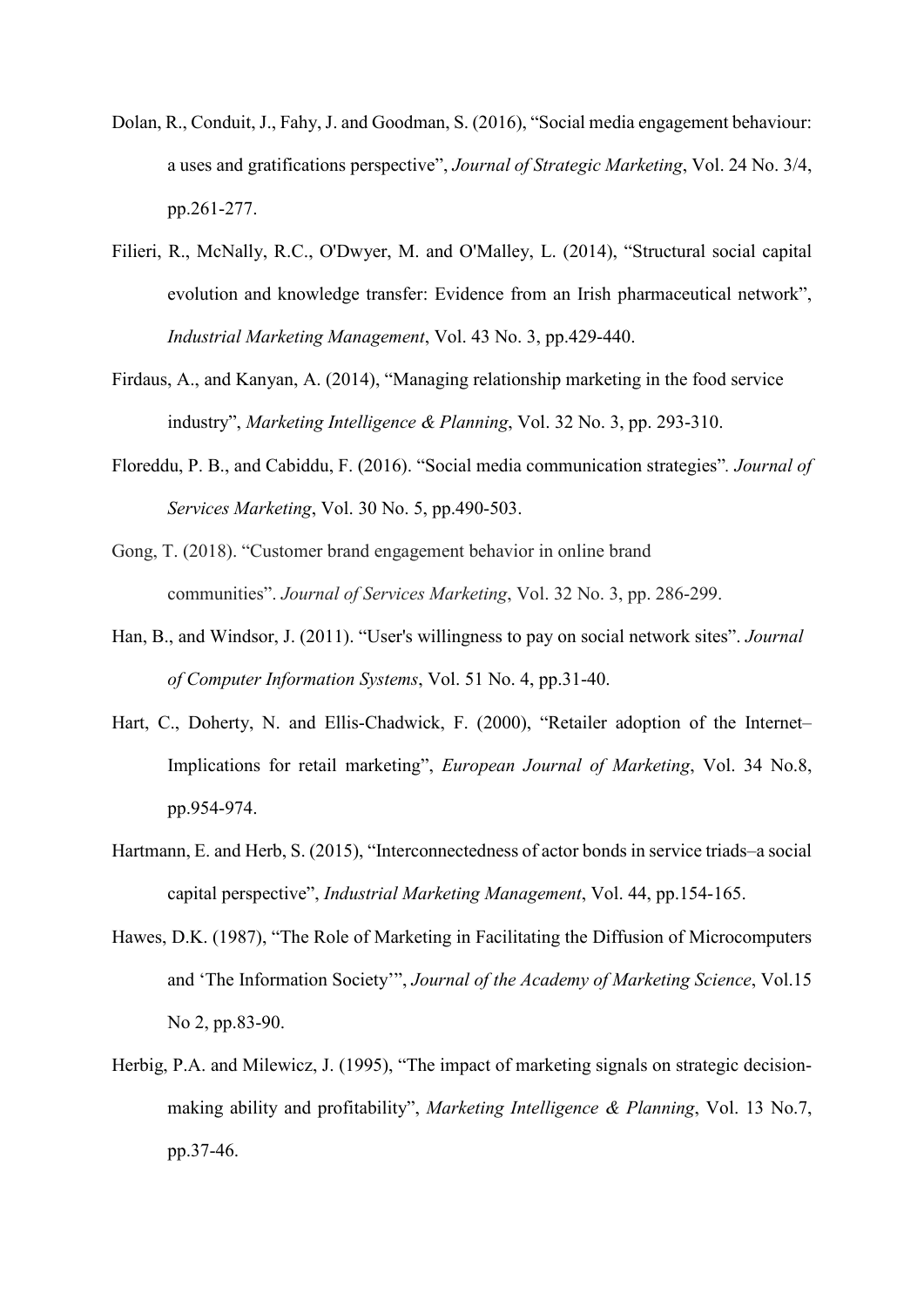Dolan, R., Conduit, J., Fahy, J. and Goodman, S. (2016), "Social media engagement behaviour: a uses and gratifications perspective", *Journal of Strategic Marketing*, Vol. 24 No. 3/4, pp.261-277.

Filieri, R., McNally, R.C., O'Dwyer, M. and O'Malley, L. (2014), "Structural social capital evolution and knowledge transfer: Evidence from an Irish pharmaceutical network", *Industrial Marketing Management*, Vol. 43 No. 3, pp.429-440.

Firdaus, A., and Kanyan, A. (2014), "Managing relationship marketing in the food service industry", *Marketing Intelligence & Planning*, Vol. 32 No. 3, pp. 293-310.

Floreddu, P. B., and Cabiddu, F. (2016). "Social media communication strategies". *Journal of Services Marketing*, Vol. 30 No. 5, pp.490-503.

Gong, T. (2018). "Customer brand engagement behavior in online brand communities". *Journal of Services Marketing*, Vol. 32 No. 3, pp. 286-299.

Han, B., and Windsor, J. (2011). "User's willingness to pay on social network sites". *Journal of Computer Information Systems*, Vol. 51 No. 4, pp.31-40.

Hart, C., Doherty, N. and Ellis-Chadwick, F. (2000), "Retailer adoption of the Internet– Implications for retail marketing", *European Journal of Marketing*, Vol. 34 No.8, pp.954-974.

Hartmann, E. and Herb, S. (2015), "Interconnectedness of actor bonds in service triads–a social capital perspective", *Industrial Marketing Management*, Vol. 44, pp.154-165.

Hawes, D.K. (1987), "The Role of Marketing in Facilitating the Diffusion of Microcomputers and 'The Information Society'", *Journal of the Academy of Marketing Science*, Vol.15 No 2, pp.83-90.

Herbig, P.A. and Milewicz, J. (1995), "The impact of marketing signals on strategic decision-making ability and profitability", *Marketing Intelligence & Planning*, Vol. 13 No.7, pp.37-46.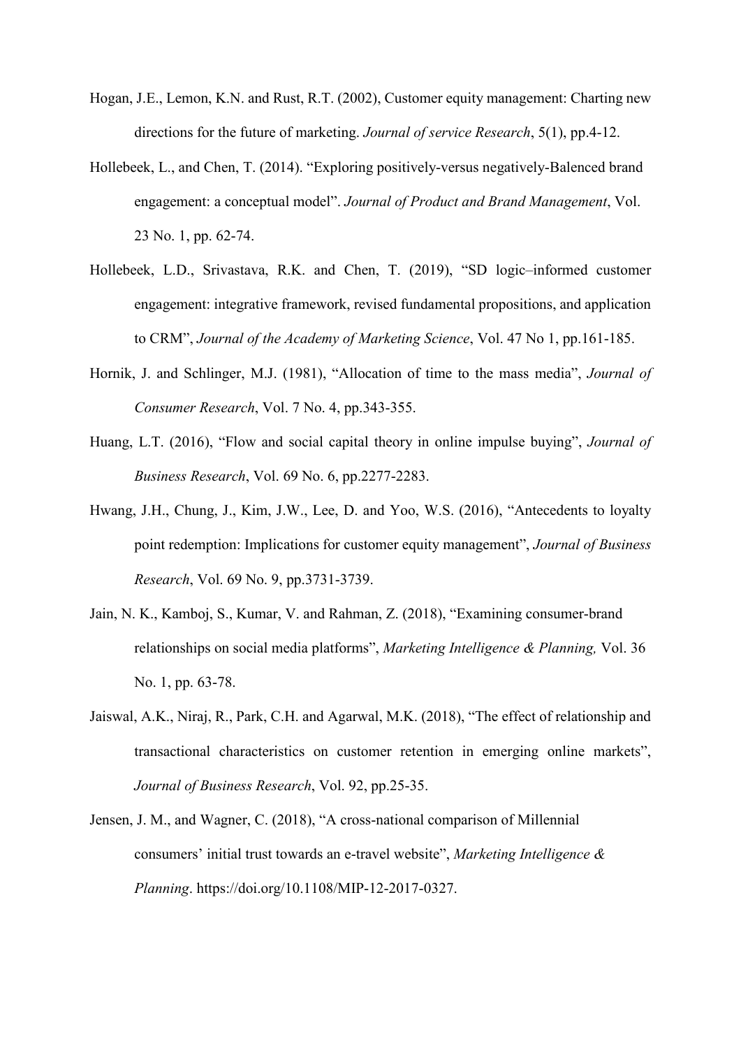Hogan, J.E., Lemon, K.N. and Rust, R.T. (2002), Customer equity management: Charting new directions for the future of marketing. *Journal of service Research*, 5(1), pp.4-12.

Hollebeek, L., and Chen, T. (2014). "Exploring positively-versus negatively-Balenced brand engagement: a conceptual model". *Journal of Product and Brand Management*, Vol. 23 No. 1, pp. 62-74.

Hollebeek, L.D., Srivastava, R.K. and Chen, T. (2019), "SD logic–informed customer engagement: integrative framework, revised fundamental propositions, and application to CRM", *Journal of the Academy of Marketing Science*, Vol. 47 No 1, pp.161-185.

Hornik, J. and Schlinger, M.J. (1981), "Allocation of time to the mass media", *Journal of Consumer Research*, Vol. 7 No. 4, pp.343-355.

Huang, L.T. (2016), "Flow and social capital theory in online impulse buying", *Journal of Business Research*, Vol. 69 No. 6, pp.2277-2283.

Hwang, J.H., Chung, J., Kim, J.W., Lee, D. and Yoo, W.S. (2016), "Antecedents to loyalty point redemption: Implications for customer equity management", *Journal of Business Research*, Vol. 69 No. 9, pp.3731-3739.

Jain, N. K., Kamboj, S., Kumar, V. and Rahman, Z. (2018), "Examining consumer-brand relationships on social media platforms", *Marketing Intelligence & Planning,* Vol. 36 No. 1, pp. 63-78.

Jaiswal, A.K., Niraj, R., Park, C.H. and Agarwal, M.K. (2018), "The effect of relationship and transactional characteristics on customer retention in emerging online markets", *Journal of Business Research*, Vol. 92, pp.25-35.

Jensen, J. M., and Wagner, C. (2018), "A cross-national comparison of Millennial consumers' initial trust towards an e-travel website", *Marketing Intelligence & Planning*. https://doi.org/10.1108/MIP-12-2017-0327.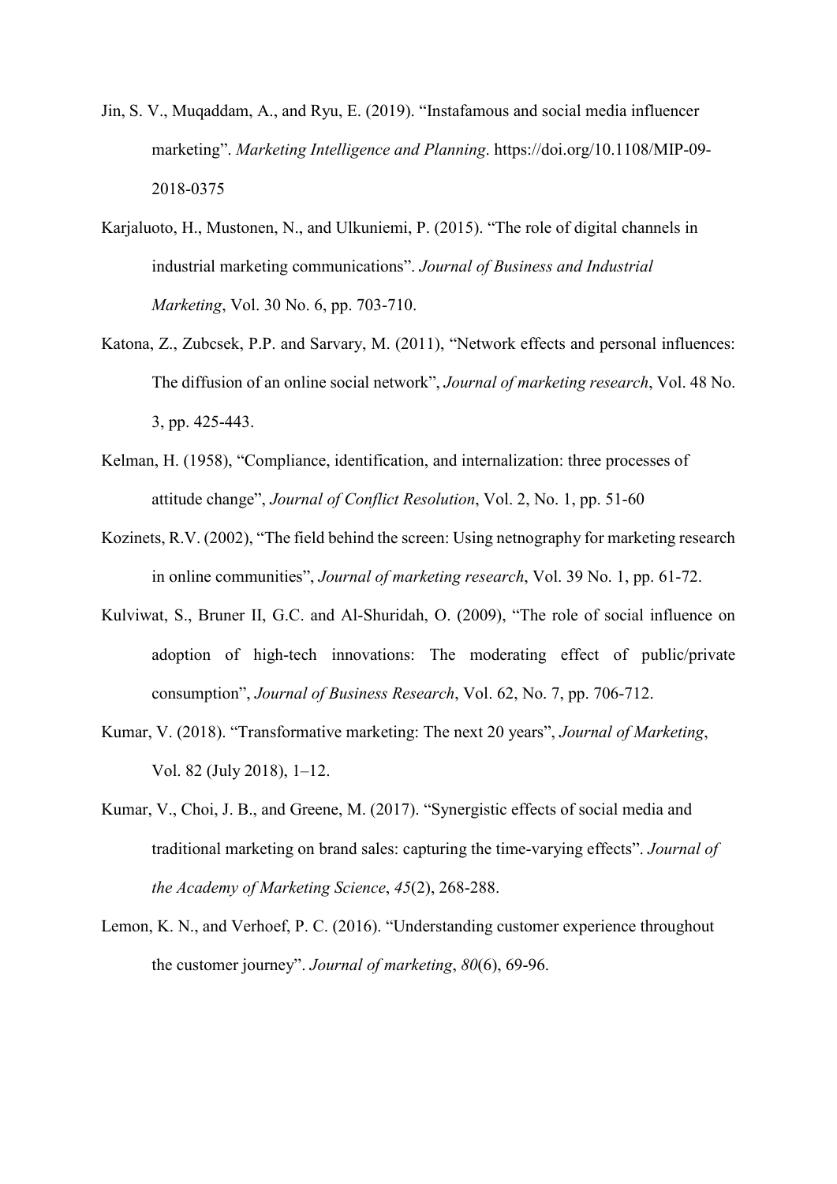Jin, S. V., Muqaddam, A., and Ryu, E. (2019). “Instafamous and social media influencer marketing”. *Marketing Intelligence and Planning*. https://doi.org/10.1108/MIP-09-2018-0375

Karjaluoto, H., Mustonen, N., and Ulkuniemi, P. (2015). “The role of digital channels in industrial marketing communications”. *Journal of Business and Industrial Marketing*, Vol. 30 No. 6, pp. 703-710.

Katona, Z., Zubcsek, P.P. and Sarvary, M. (2011), “Network effects and personal influences: The diffusion of an online social network”, *Journal of marketing research*, Vol. 48 No. 3, pp. 425-443.

Kelman, H. (1958), “Compliance, identification, and internalization: three processes of attitude change”, *Journal of Conflict Resolution*, Vol. 2, No. 1, pp. 51-60

Kozinets, R.V. (2002), “The field behind the screen: Using netnography for marketing research in online communities”, *Journal of marketing research*, Vol. 39 No. 1, pp. 61-72.

Kulviwat, S., Bruner II, G.C. and Al-Shuridah, O. (2009), “The role of social influence on adoption of high-tech innovations: The moderating effect of public/private consumption”, *Journal of Business Research*, Vol. 62, No. 7, pp. 706-712.

Kumar, V. (2018). “Transformative marketing: The next 20 years”, *Journal of Marketing*, Vol. 82 (July 2018), 1–12.

Kumar, V., Choi, J. B., and Greene, M. (2017). “Synergistic effects of social media and traditional marketing on brand sales: capturing the time-varying effects”. *Journal of the Academy of Marketing Science*, *45*(2), 268-288.

Lemon, K. N., and Verhoef, P. C. (2016). “Understanding customer experience throughout the customer journey”. *Journal of marketing*, *80*(6), 69-96.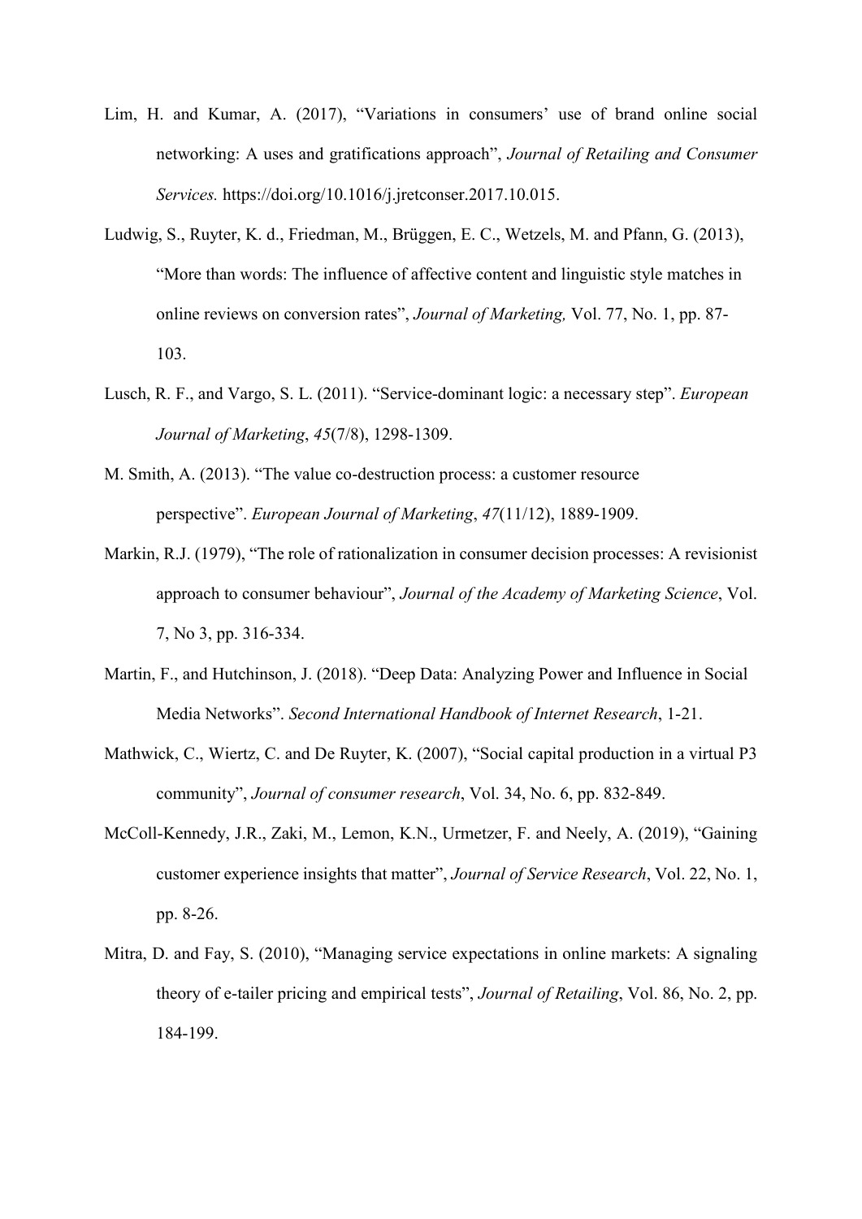Lim, H. and Kumar, A. (2017), "Variations in consumers' use of brand online social networking: A uses and gratifications approach", *Journal of Retailing and Consumer Services.* https://doi.org/10.1016/j.jretconser.2017.10.015.

Ludwig, S., Ruyter, K. d., Friedman, M., Brüggen, E. C., Wetzels, M. and Pfann, G. (2013), "More than words: The influence of affective content and linguistic style matches in online reviews on conversion rates", *Journal of Marketing,* Vol. 77, No. 1, pp. 87-103.

Lusch, R. F., and Vargo, S. L. (2011). "Service-dominant logic: a necessary step". *European Journal of Marketing*, *45*(7/8), 1298-1309.

M. Smith, A. (2013). "The value co-destruction process: a customer resource perspective". *European Journal of Marketing*, *47*(11/12), 1889-1909.

Markin, R.J. (1979), "The role of rationalization in consumer decision processes: A revisionist approach to consumer behaviour", *Journal of the Academy of Marketing Science*, Vol. 7, No 3, pp. 316-334.

Martin, F., and Hutchinson, J. (2018). "Deep Data: Analyzing Power and Influence in Social Media Networks". *Second International Handbook of Internet Research*, 1-21.

Mathwick, C., Wiertz, C. and De Ruyter, K. (2007), "Social capital production in a virtual P3 community", *Journal of consumer research*, Vol. 34, No. 6, pp. 832-849.

McColl-Kennedy, J.R., Zaki, M., Lemon, K.N., Urmetzer, F. and Neely, A. (2019), "Gaining customer experience insights that matter", *Journal of Service Research*, Vol. 22, No. 1, pp. 8-26.

Mitra, D. and Fay, S. (2010), "Managing service expectations in online markets: A signaling theory of e-tailer pricing and empirical tests", *Journal of Retailing*, Vol. 86, No. 2, pp. 184-199.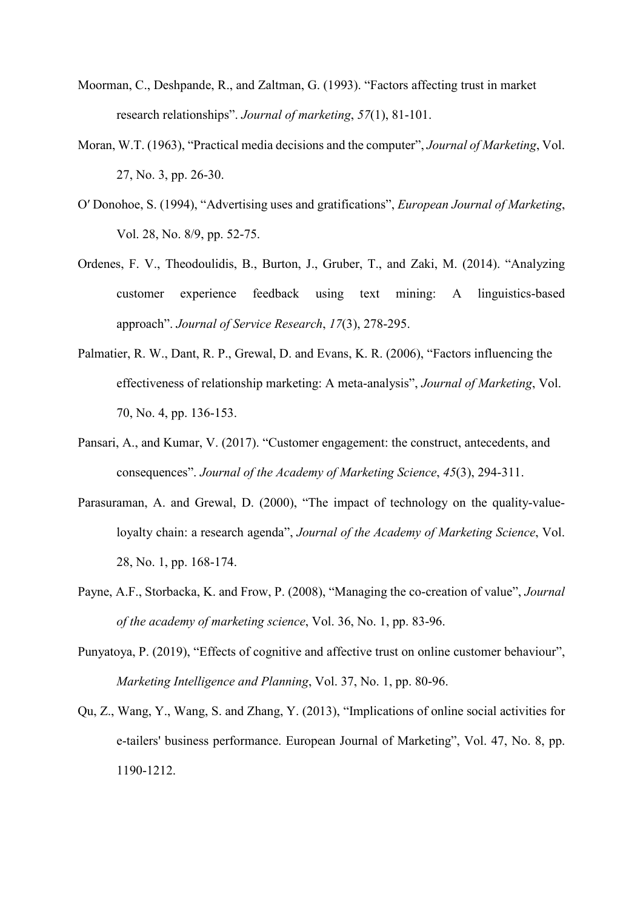Moorman, C., Deshpande, R., and Zaltman, G. (1993). "Factors affecting trust in market research relationships". *Journal of marketing*, *57*(1), 81-101.

Moran, W.T. (1963), "Practical media decisions and the computer", *Journal of Marketing*, Vol. 27, No. 3, pp. 26-30.

O′ Donohoe, S. (1994), "Advertising uses and gratifications", *European Journal of Marketing*, Vol. 28, No. 8/9, pp. 52-75.

Ordenes, F. V., Theodoulidis, B., Burton, J., Gruber, T., and Zaki, M. (2014). "Analyzing customer experience feedback using text mining: A linguistics-based approach". *Journal of Service Research*, *17*(3), 278-295.

Palmatier, R. W., Dant, R. P., Grewal, D. and Evans, K. R. (2006), "Factors influencing the effectiveness of relationship marketing: A meta-analysis", *Journal of Marketing*, Vol. 70, No. 4, pp. 136-153.

Pansari, A., and Kumar, V. (2017). "Customer engagement: the construct, antecedents, and consequences". *Journal of the Academy of Marketing Science*, *45*(3), 294-311.

Parasuraman, A. and Grewal, D. (2000), "The impact of technology on the quality-value-loyalty chain: a research agenda", *Journal of the Academy of Marketing Science*, Vol. 28, No. 1, pp. 168-174.

Payne, A.F., Storbacka, K. and Frow, P. (2008), "Managing the co-creation of value", *Journal of the academy of marketing science*, Vol. 36, No. 1, pp. 83-96.

Punyatoya, P. (2019), "Effects of cognitive and affective trust on online customer behaviour", *Marketing Intelligence and Planning*, Vol. 37, No. 1, pp. 80-96.

Qu, Z., Wang, Y., Wang, S. and Zhang, Y. (2013), "Implications of online social activities for e-tailers' business performance. European Journal of Marketing", Vol. 47, No. 8, pp. 1190-1212.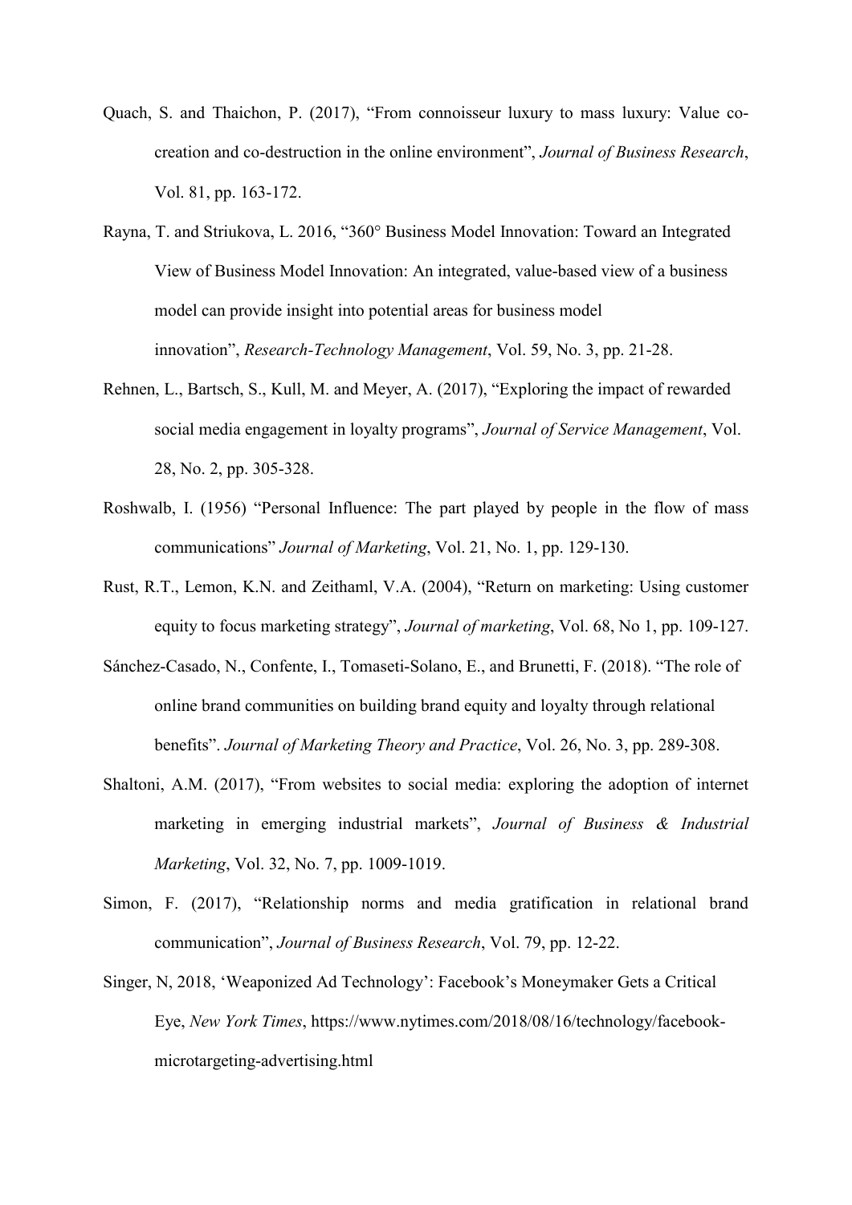Quach, S. and Thaichon, P. (2017), "From connoisseur luxury to mass luxury: Value co-creation and co-destruction in the online environment", *Journal of Business Research*, Vol. 81, pp. 163-172.

Rayna, T. and Striukova, L. 2016, "360° Business Model Innovation: Toward an Integrated View of Business Model Innovation: An integrated, value-based view of a business model can provide insight into potential areas for business model innovation", *Research-Technology Management*, Vol. 59, No. 3, pp. 21-28.

Rehnen, L., Bartsch, S., Kull, M. and Meyer, A. (2017), "Exploring the impact of rewarded social media engagement in loyalty programs", *Journal of Service Management*, Vol. 28, No. 2, pp. 305-328.

Roshwalb, I. (1956) "Personal Influence: The part played by people in the flow of mass communications" *Journal of Marketing*, Vol. 21, No. 1, pp. 129-130.

Rust, R.T., Lemon, K.N. and Zeithaml, V.A. (2004), "Return on marketing: Using customer equity to focus marketing strategy", *Journal of marketing*, Vol. 68, No 1, pp. 109-127.

Sánchez-Casado, N., Confente, I., Tomaseti-Solano, E., and Brunetti, F. (2018). "The role of online brand communities on building brand equity and loyalty through relational benefits". *Journal of Marketing Theory and Practice*, Vol. 26, No. 3, pp. 289-308.

Shaltoni, A.M. (2017), "From websites to social media: exploring the adoption of internet marketing in emerging industrial markets", *Journal of Business & Industrial Marketing*, Vol. 32, No. 7, pp. 1009-1019.

Simon, F. (2017), "Relationship norms and media gratification in relational brand communication", *Journal of Business Research*, Vol. 79, pp. 12-22.

Singer, N, 2018, 'Weaponized Ad Technology': Facebook's Moneymaker Gets a Critical Eye, *New York Times*, https://www.nytimes.com/2018/08/16/technology/facebook-microtargeting-advertising.html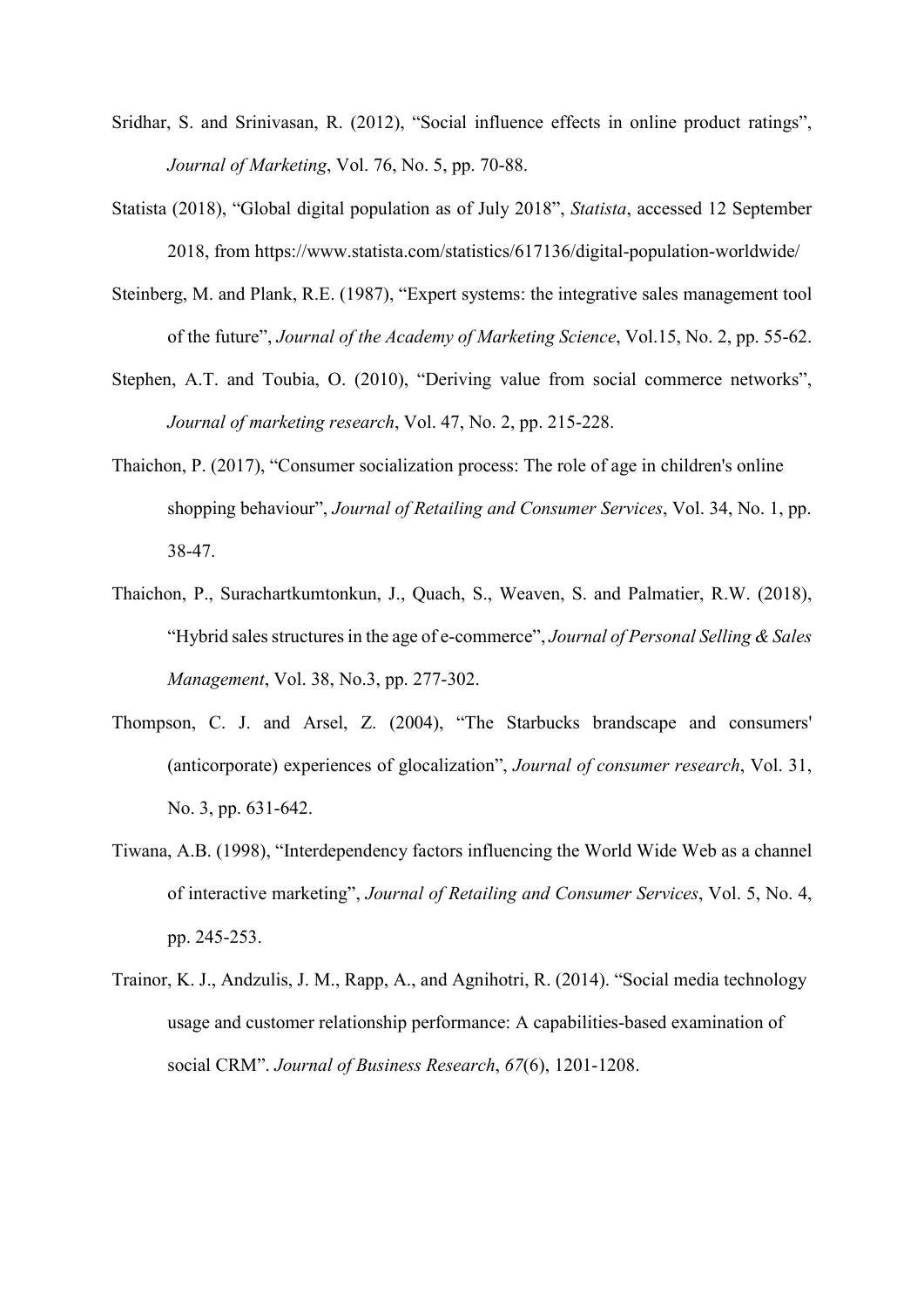Sridhar, S. and Srinivasan, R. (2012), “Social influence effects in online product ratings”, *Journal of Marketing*, Vol. 76, No. 5, pp. 70-88.

Statista (2018), “Global digital population as of July 2018”, *Statista*, accessed 12 September 2018, from https://www.statista.com/statistics/617136/digital-population-worldwide/

Steinberg, M. and Plank, R.E. (1987), “Expert systems: the integrative sales management tool of the future”, *Journal of the Academy of Marketing Science*, Vol.15, No. 2, pp. 55-62.

Stephen, A.T. and Toubia, O. (2010), “Deriving value from social commerce networks”, *Journal of marketing research*, Vol. 47, No. 2, pp. 215-228.

Thaichon, P. (2017), “Consumer socialization process: The role of age in children's online shopping behaviour”, *Journal of Retailing and Consumer Services*, Vol. 34, No. 1, pp. 38-47.

Thaichon, P., Surachartkumtonkun, J., Quach, S., Weaven, S. and Palmatier, R.W. (2018), “Hybrid sales structures in the age of e-commerce”, *Journal of Personal Selling & Sales Management*, Vol. 38, No.3, pp. 277-302.

Thompson, C. J. and Arsel, Z. (2004), “The Starbucks brandscape and consumers' (anticorporate) experiences of glocalization”, *Journal of consumer research*, Vol. 31, No. 3, pp. 631-642.

Tiwana, A.B. (1998), “Interdependency factors influencing the World Wide Web as a channel of interactive marketing”, *Journal of Retailing and Consumer Services*, Vol. 5, No. 4, pp. 245-253.

Trainor, K. J., Andzulis, J. M., Rapp, A., and Agnihotri, R. (2014). “Social media technology usage and customer relationship performance: A capabilities-based examination of social CRM”. *Journal of Business Research*, *67*(6), 1201-1208.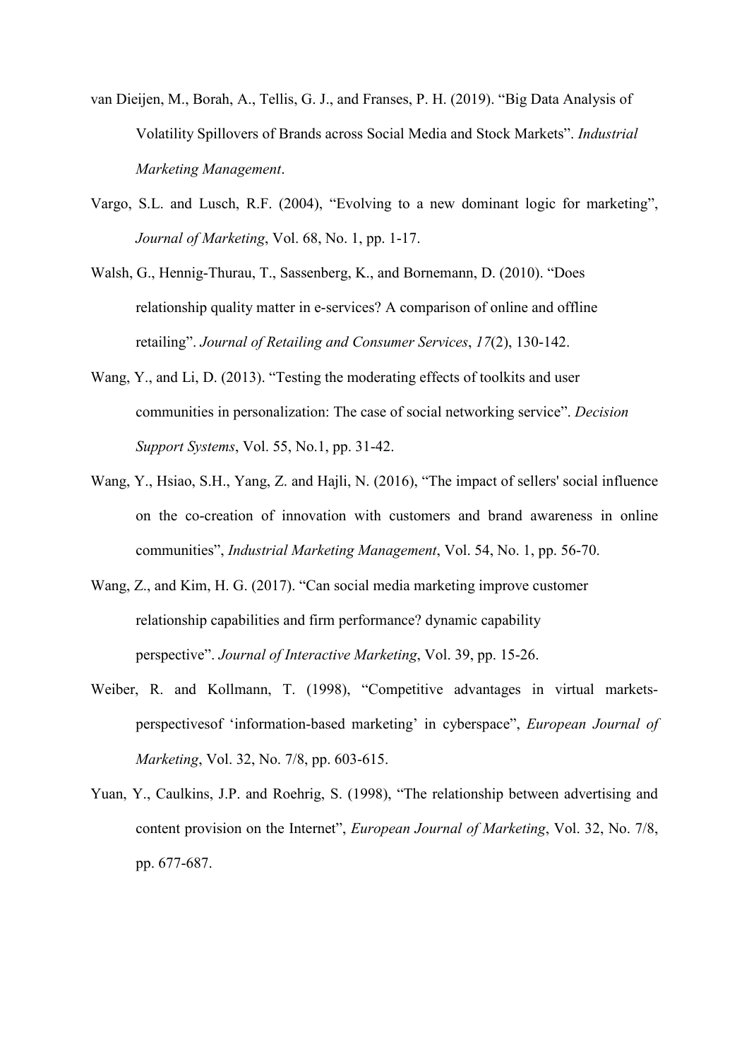van Dieijen, M., Borah, A., Tellis, G. J., and Franses, P. H. (2019). “Big Data Analysis of Volatility Spillovers of Brands across Social Media and Stock Markets”. *Industrial Marketing Management*.

Vargo, S.L. and Lusch, R.F. (2004), “Evolving to a new dominant logic for marketing”, *Journal of Marketing*, Vol. 68, No. 1, pp. 1-17.

Walsh, G., Hennig-Thurau, T., Sassenberg, K., and Bornemann, D. (2010). “Does relationship quality matter in e-services? A comparison of online and offline retailing”. *Journal of Retailing and Consumer Services*, *17*(2), 130-142.

Wang, Y., and Li, D. (2013). “Testing the moderating effects of toolkits and user communities in personalization: The case of social networking service”. *Decision Support Systems*, Vol. 55, No.1, pp. 31-42.

Wang, Y., Hsiao, S.H., Yang, Z. and Hajli, N. (2016), “The impact of sellers' social influence on the co-creation of innovation with customers and brand awareness in online communities”, *Industrial Marketing Management*, Vol. 54, No. 1, pp. 56-70.

Wang, Z., and Kim, H. G. (2017). “Can social media marketing improve customer relationship capabilities and firm performance? dynamic capability perspective”. *Journal of Interactive Marketing*, Vol. 39, pp. 15-26.

Weiber, R. and Kollmann, T. (1998), “Competitive advantages in virtual markets-perspectivesof ‘information-based marketing’ in cyberspace”, *European Journal of Marketing*, Vol. 32, No. 7/8, pp. 603-615.

Yuan, Y., Caulkins, J.P. and Roehrig, S. (1998), “The relationship between advertising and content provision on the Internet”, *European Journal of Marketing*, Vol. 32, No. 7/8, pp. 677-687.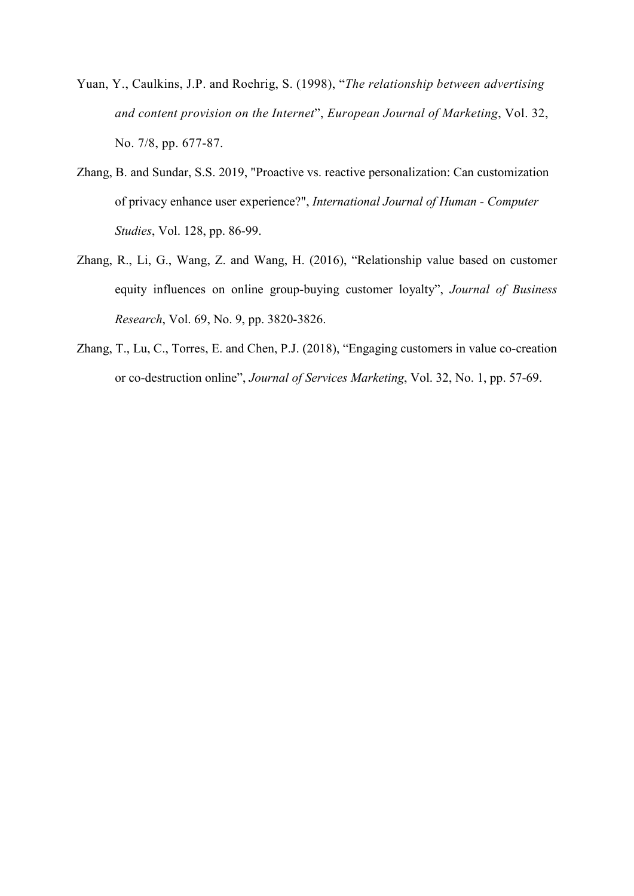Yuan, Y., Caulkins, J.P. and Roehrig, S. (1998), "*The relationship between advertising and content provision on the Internet*", *European Journal of Marketing*, Vol. 32, No. 7/8, pp. 677-87.

Zhang, B. and Sundar, S.S. 2019, "Proactive vs. reactive personalization: Can customization of privacy enhance user experience?", *International Journal of Human - Computer Studies*, Vol. 128, pp. 86-99.

Zhang, R., Li, G., Wang, Z. and Wang, H. (2016), "Relationship value based on customer equity influences on online group-buying customer loyalty", *Journal of Business Research*, Vol. 69, No. 9, pp. 3820-3826.

Zhang, T., Lu, C., Torres, E. and Chen, P.J. (2018), "Engaging customers in value co-creation or co-destruction online", *Journal of Services Marketing*, Vol. 32, No. 1, pp. 57-69.